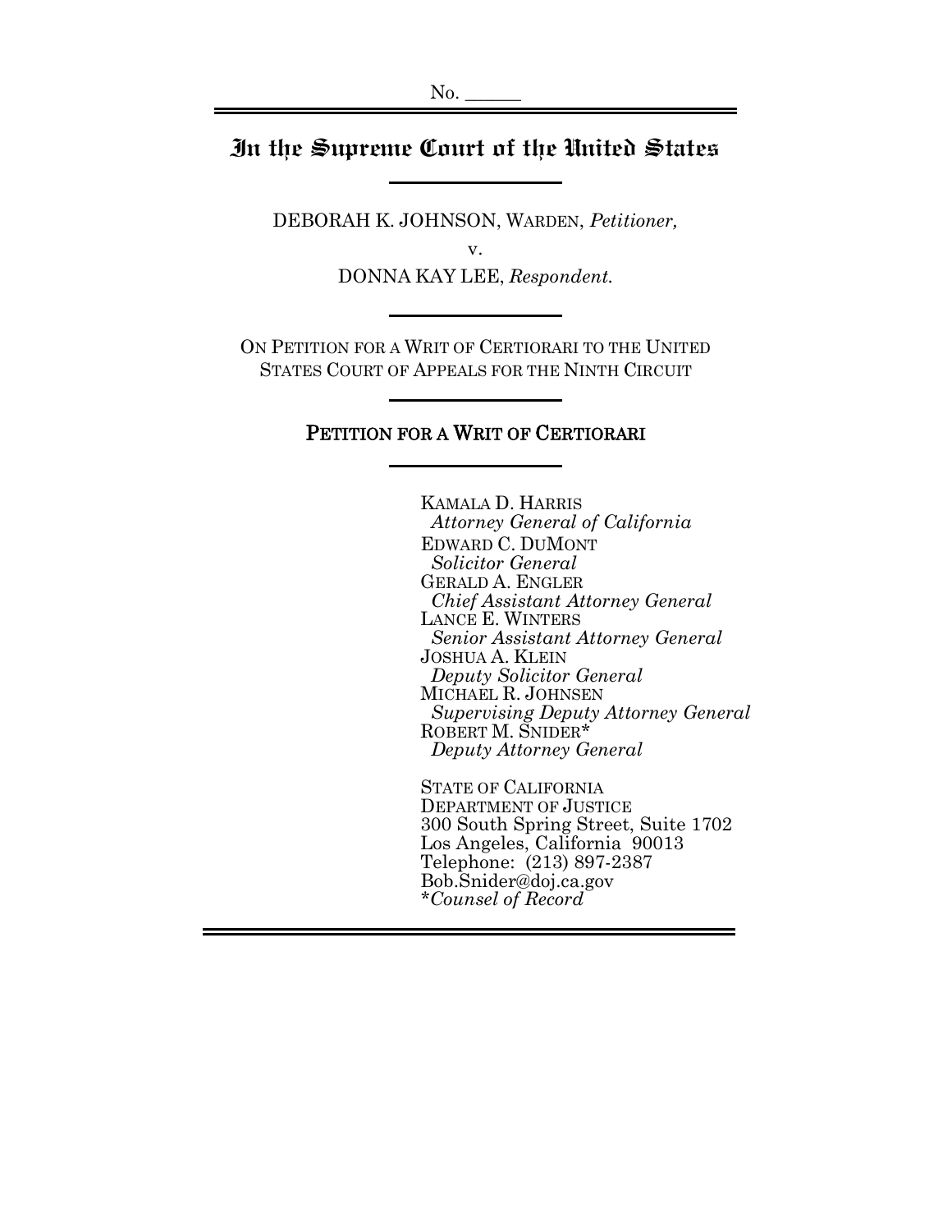No. ______

# In the Supreme Court of the United States

DEBORAH K. JOHNSON, WARDEN, *Petitioner,*

v.

DONNA KAY LEE, *Respondent.*

ON PETITION FOR A WRIT OF CERTIORARI TO THE UNITED STATES COURT OF APPEALS FOR THE NINTH CIRCUIT

## PETITION FOR A WRIT OF CERTIORARI

KAMALA D. HARRIS
*Attorney General of California*
EDWARD C. DUMONT
*Solicitor General*
GERALD A. ENGLER
*Chief Assistant Attorney General*
LANCE E. WINTERS
*Senior Assistant Attorney General*
JOSHUA A. KLEIN
*Deputy Solicitor General*
MICHAEL R. JOHNSEN
*Supervising Deputy Attorney General*
ROBERT M. SNIDER*
*Deputy Attorney General*

STATE OF CALIFORNIA
DEPARTMENT OF JUSTICE
300 South Spring Street, Suite 1702
Los Angeles, California 90013
Telephone: (213) 897-2387
Bob.Snider@doj.ca.gov
**Counsel of Record*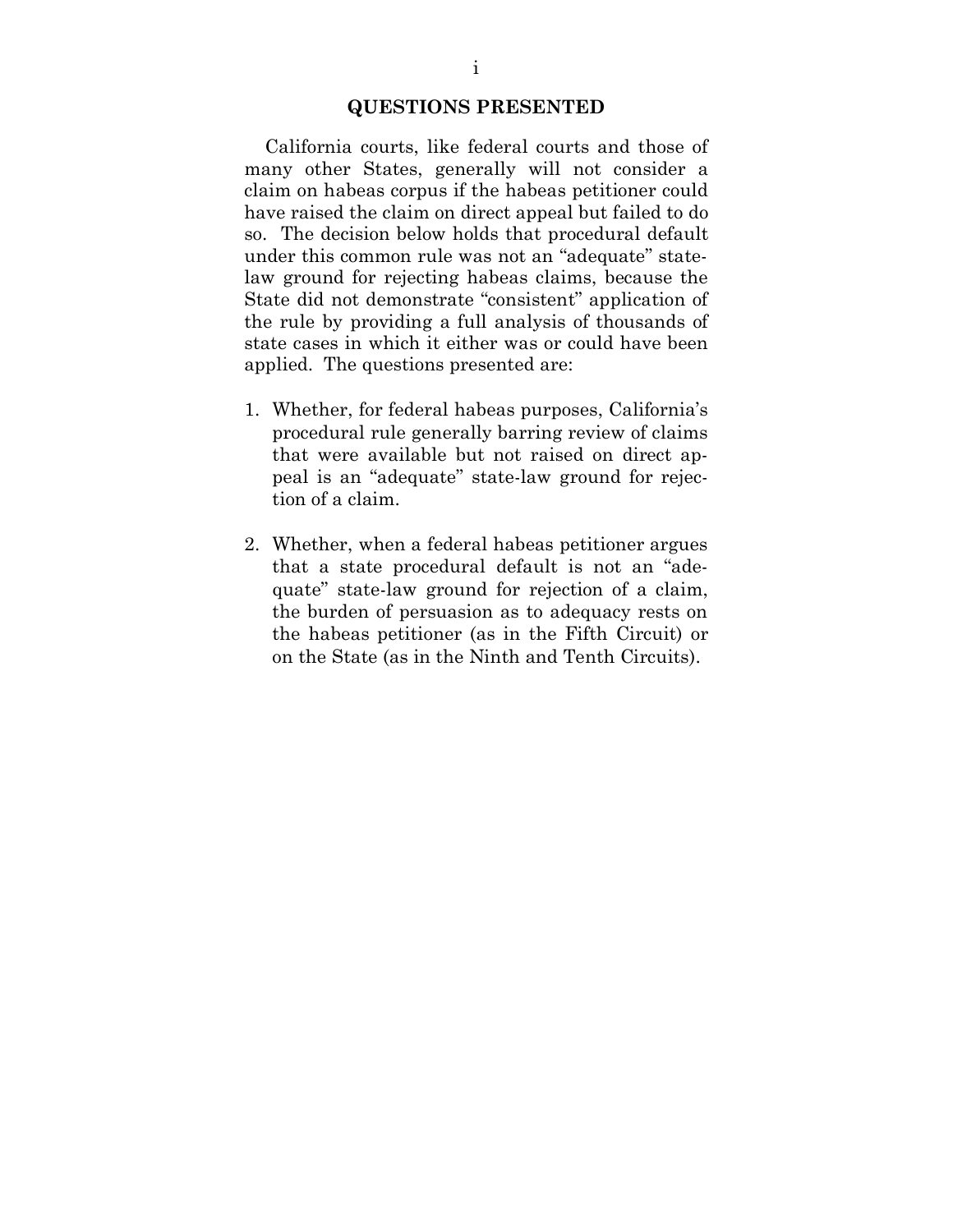## QUESTIONS PRESENTED

California courts, like federal courts and those of many other States, generally will not consider a claim on habeas corpus if the habeas petitioner could have raised the claim on direct appeal but failed to do so. The decision below holds that procedural default under this common rule was not an "adequate" state-law ground for rejecting habeas claims, because the State did not demonstrate "consistent" application of the rule by providing a full analysis of thousands of state cases in which it either was or could have been applied. The questions presented are:

1. Whether, for federal habeas purposes, California's procedural rule generally barring review of claims that were available but not raised on direct appeal is an "adequate" state-law ground for rejection of a claim.

2. Whether, when a federal habeas petitioner argues that a state procedural default is not an "adequate" state-law ground for rejection of a claim, the burden of persuasion as to adequacy rests on the habeas petitioner (as in the Fifth Circuit) or on the State (as in the Ninth and Tenth Circuits).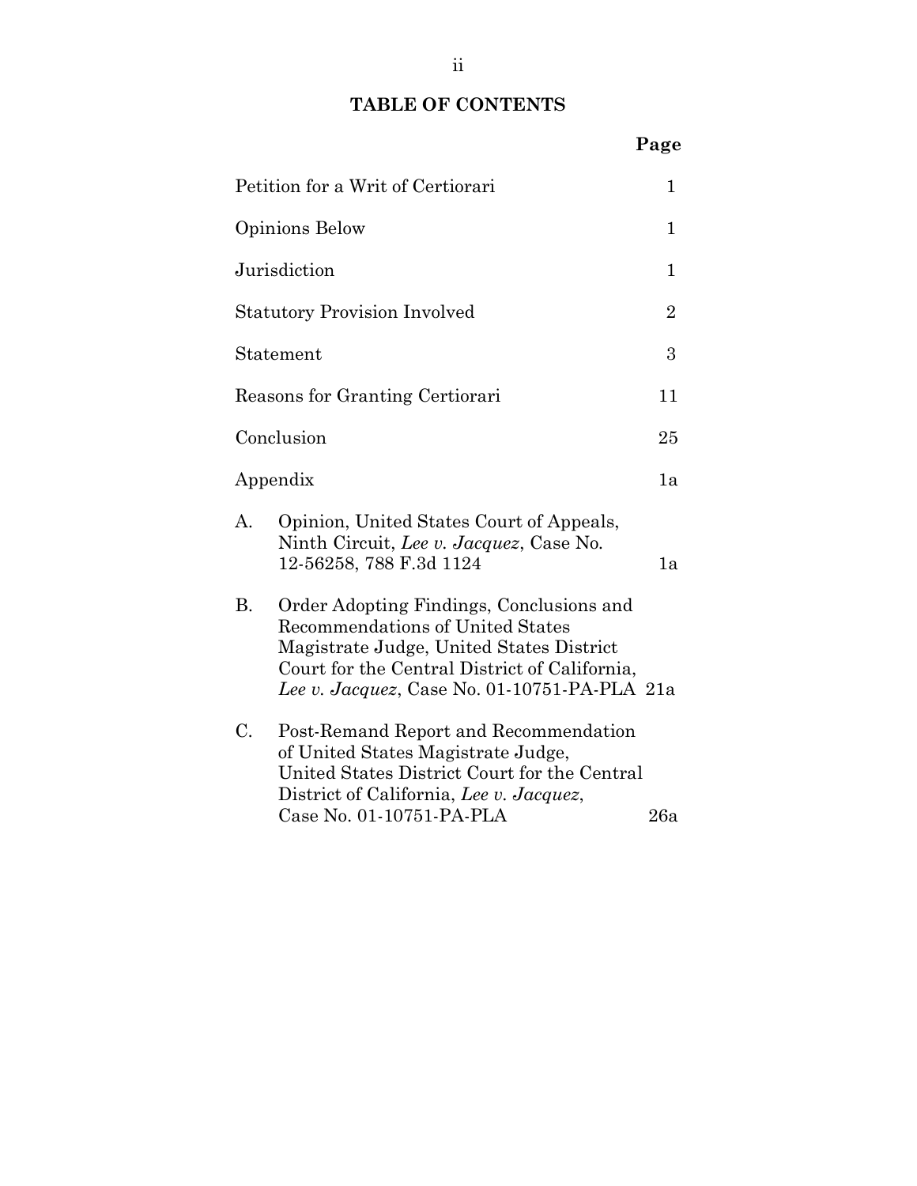## TABLE OF CONTENTS

| | Page |
|---|---|
| Petition for a Writ of Certiorari | 1 |
| Opinions Below | 1 |
| Jurisdiction | 1 |
| Statutory Provision Involved | 2 |
| Statement | 3 |
| Reasons for Granting Certiorari | 11 |
| Conclusion | 25 |
| Appendix | 1a |
| A. Opinion, United States Court of Appeals, Ninth Circuit, *Lee v. Jacquez*, Case No. 12-56258, 788 F.3d 1124 | 1a |
| B. Order Adopting Findings, Conclusions and Recommendations of United States Magistrate Judge, United States District Court for the Central District of California, *Lee v. Jacquez*, Case No. 01-10751-PA-PLA | 21a |
| C. Post-Remand Report and Recommendation of United States Magistrate Judge, United States District Court for the Central District of California, *Lee v. Jacquez*, Case No. 01-10751-PA-PLA | 26a |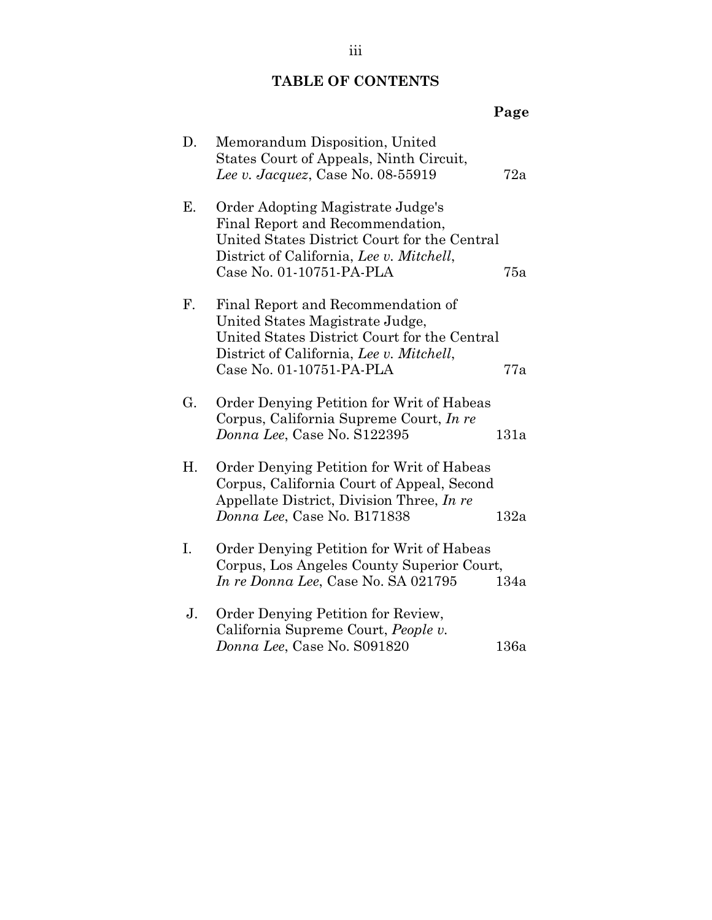## TABLE OF CONTENTS

| | | Page |
|---|---|---|
| D. | Memorandum Disposition, United States Court of Appeals, Ninth Circuit, *Lee v. Jacquez*, Case No. 08-55919 | 72a |
| E. | Order Adopting Magistrate Judge's Final Report and Recommendation, United States District Court for the Central District of California, *Lee v. Mitchell*, Case No. 01-10751-PA-PLA | 75a |
| F. | Final Report and Recommendation of United States Magistrate Judge, United States District Court for the Central District of California, *Lee v. Mitchell*, Case No. 01-10751-PA-PLA | 77a |
| G. | Order Denying Petition for Writ of Habeas Corpus, California Supreme Court, *In re Donna Lee*, Case No. S122395 | 131a |
| H. | Order Denying Petition for Writ of Habeas Corpus, California Court of Appeal, Second Appellate District, Division Three, *In re Donna Lee*, Case No. B171838 | 132a |
| I. | Order Denying Petition for Writ of Habeas Corpus, Los Angeles County Superior Court, *In re Donna Lee*, Case No. SA 021795 | 134a |
| J. | Order Denying Petition for Review, California Supreme Court, *People v. Donna Lee*, Case No. S091820 | 136a |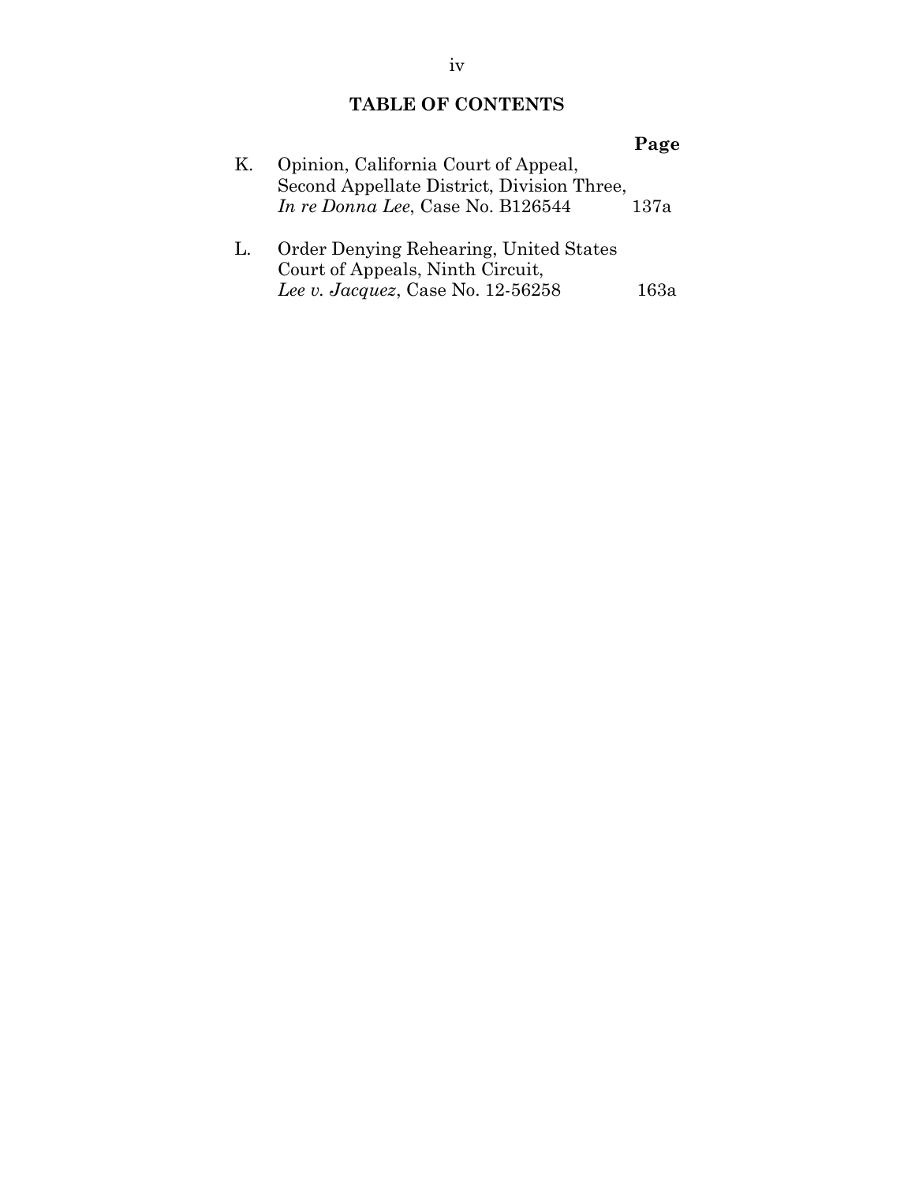## TABLE OF CONTENTS

| | | Page |
|---|---|---|
| K. | Opinion, California Court of Appeal, Second Appellate District, Division Three, *In re Donna Lee*, Case No. B126544 | 137a |
| L. | Order Denying Rehearing, United States Court of Appeals, Ninth Circuit, *Lee v. Jacquez*, Case No. 12-56258 | 163a |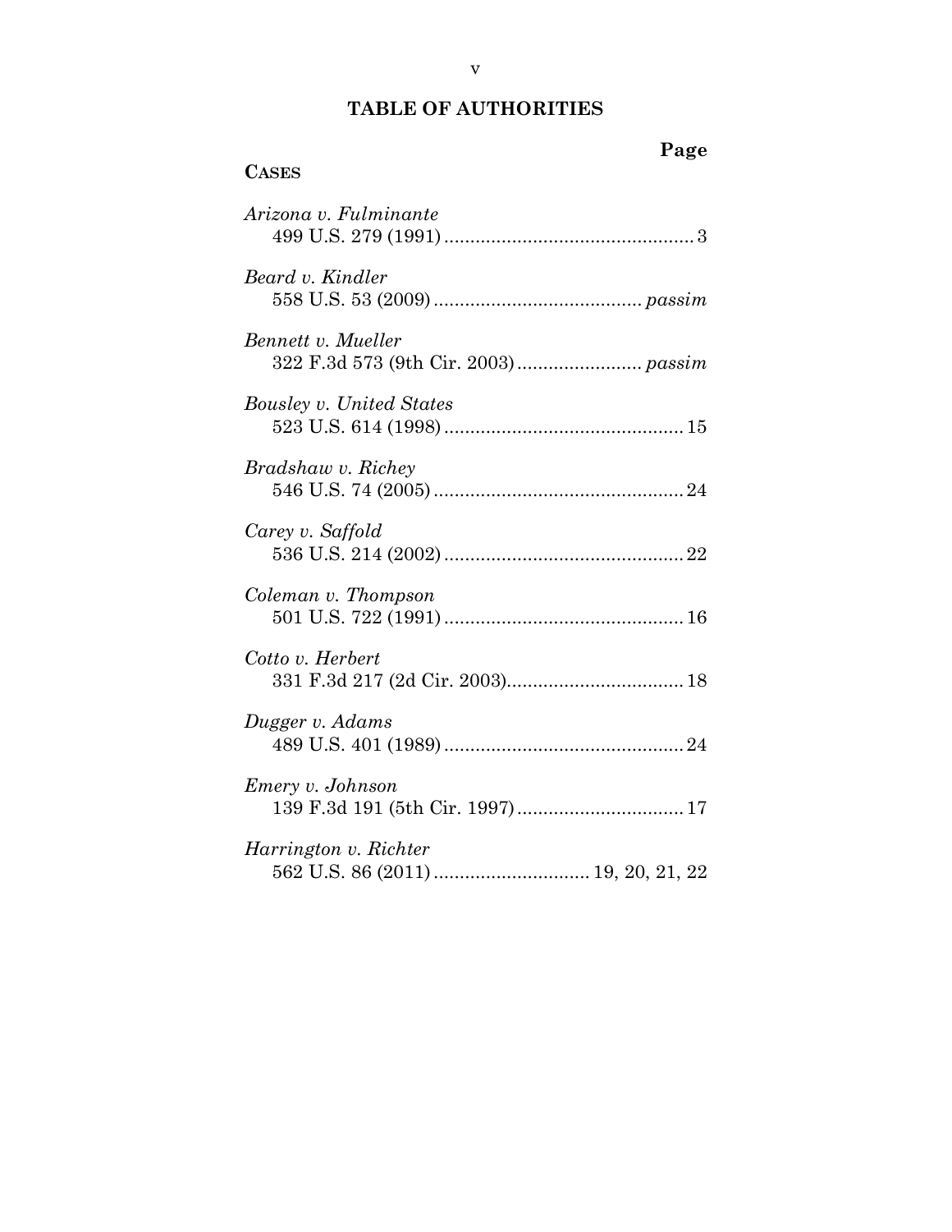## TABLE OF AUTHORITIES

**Page**

**CASES**

*Arizona v. Fulminante*
499 U.S. 279 (1991) ................................................ 3

*Beard v. Kindler*
558 U.S. 53 (2009) ........................................ *passim*

*Bennett v. Mueller*
322 F.3d 573 (9th Cir. 2003) ........................ *passim*

*Bousley v. United States*
523 U.S. 614 (1998) .............................................. 15

*Bradshaw v. Richey*
546 U.S. 74 (2005) ................................................ 24

*Carey v. Saffold*
536 U.S. 214 (2002) .............................................. 22

*Coleman v. Thompson*
501 U.S. 722 (1991) .............................................. 16

*Cotto v. Herbert*
331 F.3d 217 (2d Cir. 2003) .................................. 18

*Dugger v. Adams*
489 U.S. 401 (1989) .............................................. 24

*Emery v. Johnson*
139 F.3d 191 (5th Cir. 1997) ................................ 17

*Harrington v. Richter*
562 U.S. 86 (2011) .............................. 19, 20, 21, 22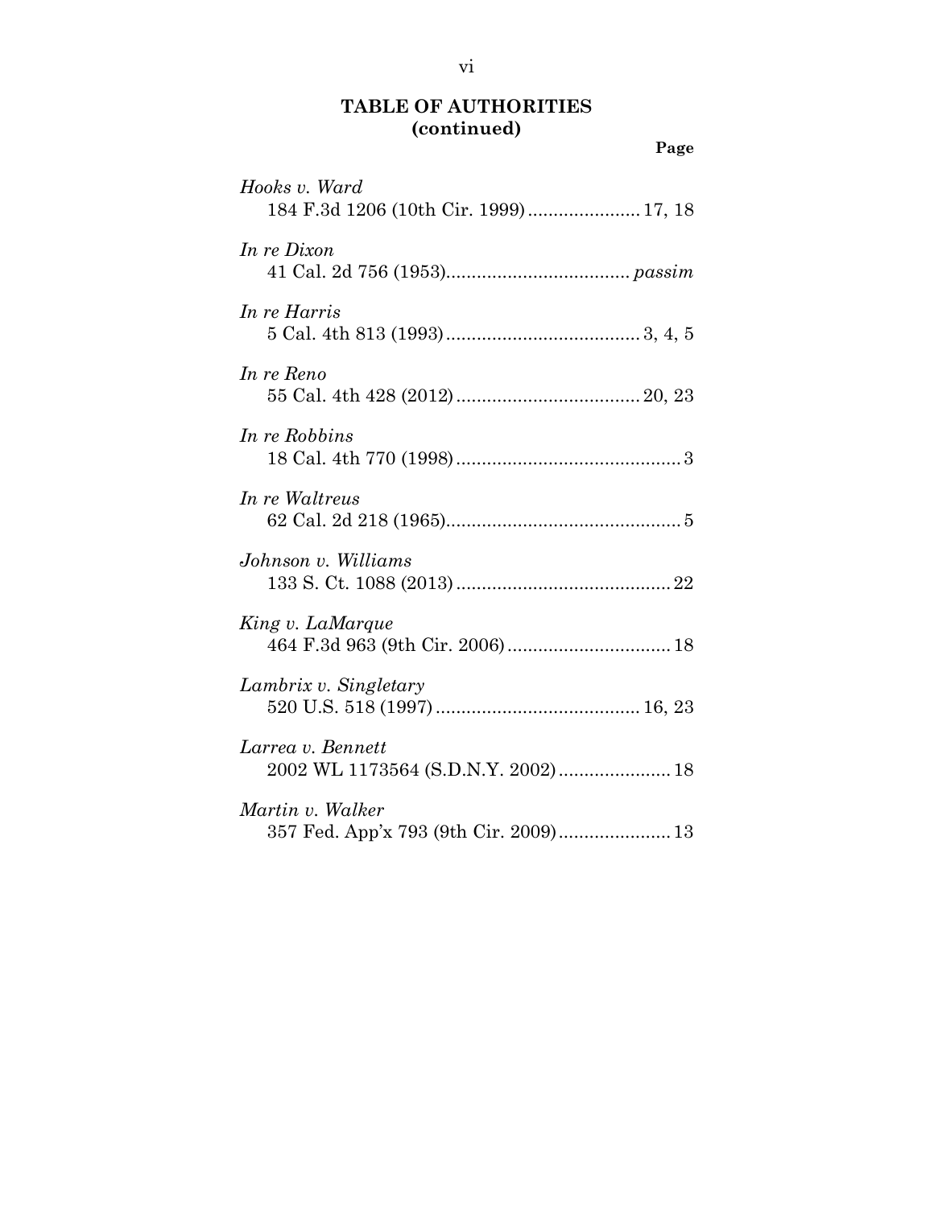**TABLE OF AUTHORITIES (continued)**

**Page**

*Hooks v. Ward*
184 F.3d 1206 (10th Cir. 1999)...................... 17, 18

*In re Dixon*
41 Cal. 2d 756 (1953)................................... *passim*

*In re Harris*
5 Cal. 4th 813 (1993)..................................... 3, 4, 5

*In re Reno*
55 Cal. 4th 428 (2012).................................... 20, 23

*In re Robbins*
18 Cal. 4th 770 (1998)............................................ 3

*In re Waltreus*
62 Cal. 2d 218 (1965).............................................. 5

*Johnson v. Williams*
133 S. Ct. 1088 (2013).......................................... 22

*King v. LaMarque*
464 F.3d 963 (9th Cir. 2006)................................ 18

*Lambrix v. Singletary*
520 U.S. 518 (1997)........................................ 16, 23

*Larrea v. Bennett*
2002 WL 1173564 (S.D.N.Y. 2002)...................... 18

*Martin v. Walker*
357 Fed. App'x 793 (9th Cir. 2009)...................... 13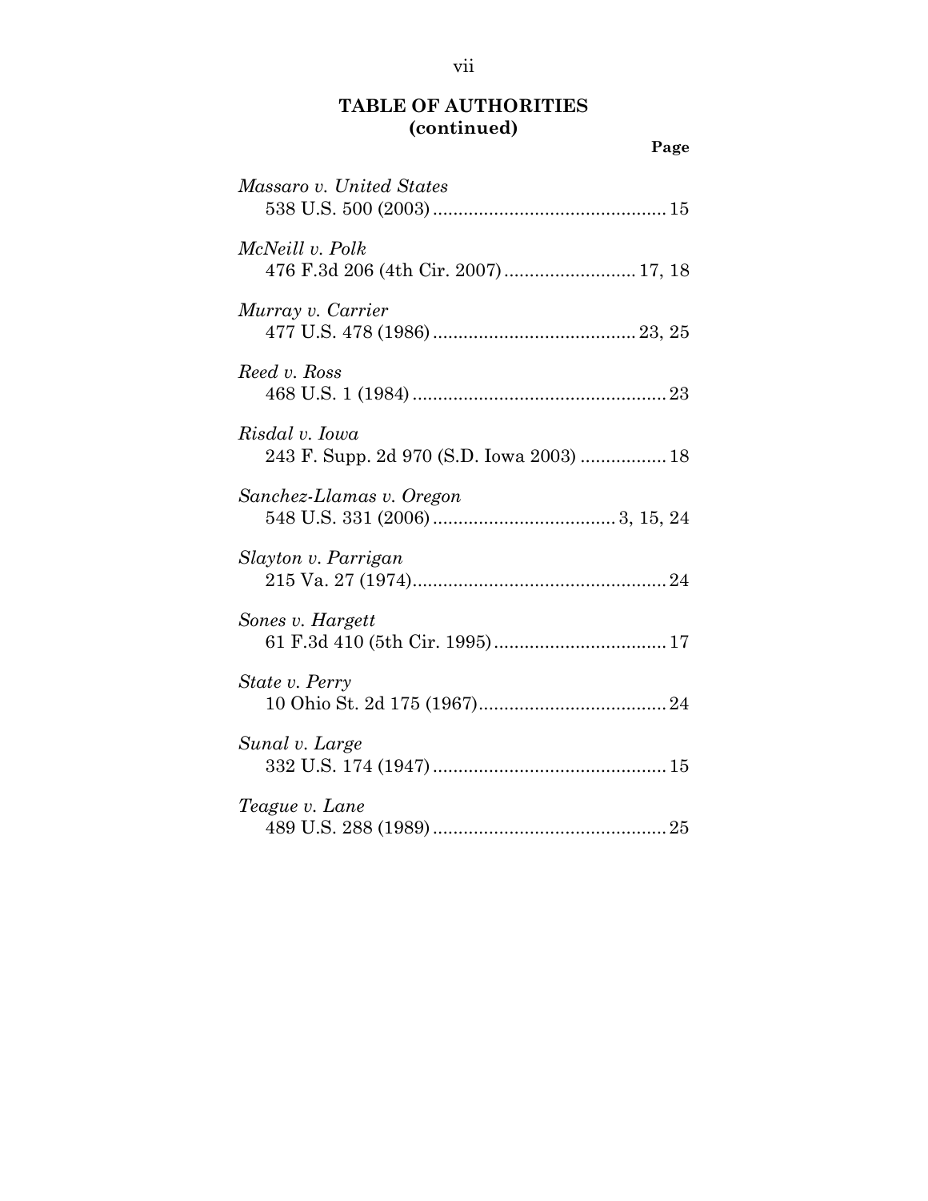## TABLE OF AUTHORITIES (continued)

**Page**

*Massaro v. United States*
538 U.S. 500 (2003) .............................................. 15

*McNeill v. Polk*
476 F.3d 206 (4th Cir. 2007) .......................... 17, 18

*Murray v. Carrier*
477 U.S. 478 (1986) ........................................ 23, 25

*Reed v. Ross*
468 U.S. 1 (1984) .................................................. 23

*Risdal v. Iowa*
243 F. Supp. 2d 970 (S.D. Iowa 2003) ................. 18

*Sanchez-Llamas v. Oregon*
548 U.S. 331 (2006) .................................... 3, 15, 24

*Slayton v. Parrigan*
215 Va. 27 (1974).................................................. 24

*Sones v. Hargett*
61 F.3d 410 (5th Cir. 1995) .................................. 17

*State v. Perry*
10 Ohio St. 2d 175 (1967)..................................... 24

*Sunal v. Large*
332 U.S. 174 (1947) .............................................. 15

*Teague v. Lane*
489 U.S. 288 (1989) .............................................. 25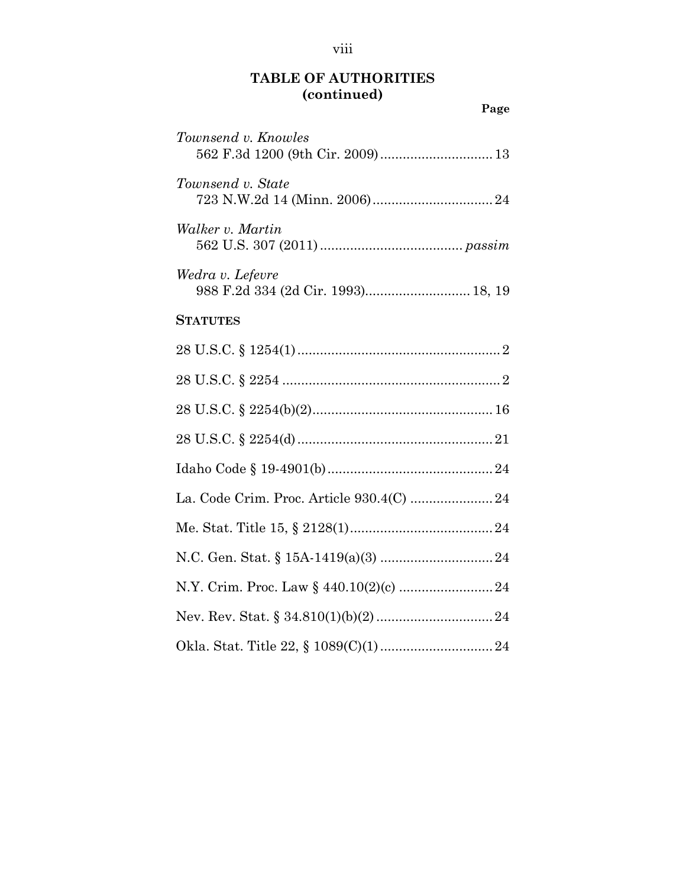## TABLE OF AUTHORITIES (continued)

**Page**

*Townsend v. Knowles*
562 F.3d 1200 (9th Cir. 2009) .............................. 13

*Townsend v. State*
723 N.W.2d 14 (Minn. 2006) ................................ 24

*Walker v. Martin*
562 U.S. 307 (2011) ...................................... *passim*

*Wedra v. Lefevre*
988 F.2d 334 (2d Cir. 1993) ............................ 18, 19

**STATUTES**

28 U.S.C. § 1254(1) ...................................................... 2

28 U.S.C. § 2254 .......................................................... 2

28 U.S.C. § 2254(b)(2) ................................................ 16

28 U.S.C. § 2254(d) .................................................... 21

Idaho Code § 19-4901(b) ............................................ 24

La. Code Crim. Proc. Article 930.4(C) ...................... 24

Me. Stat. Title 15, § 2128(1) ...................................... 24

N.C. Gen. Stat. § 15A-1419(a)(3) .............................. 24

N.Y. Crim. Proc. Law § 440.10(2)(c) ......................... 24

Nev. Rev. Stat. § 34.810(1)(b)(2) ............................... 24

Okla. Stat. Title 22, § 1089(C)(1) .............................. 24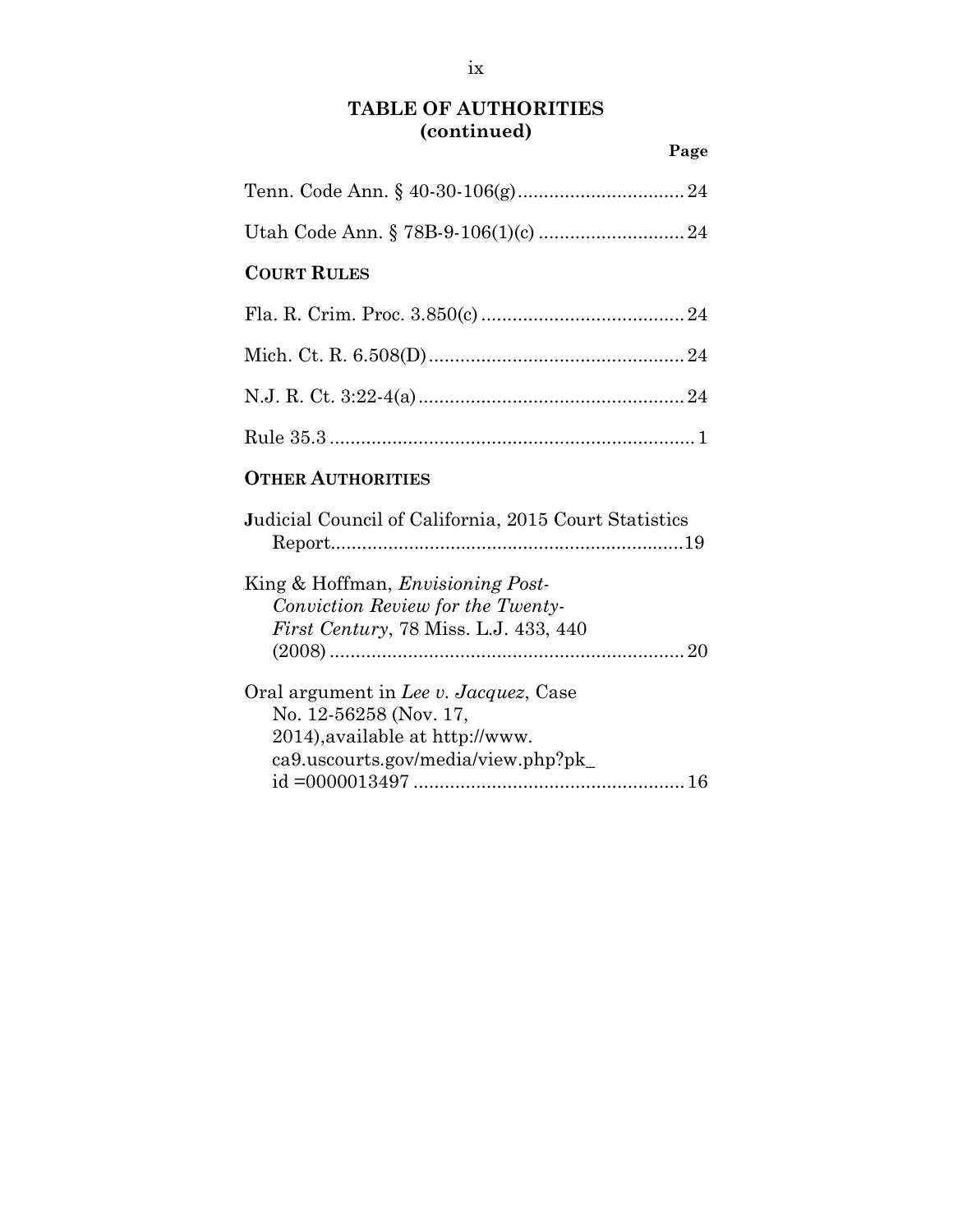## TABLE OF AUTHORITIES (continued)

**Page**

Tenn. Code Ann. § 40-30-106(g) ................................ 24

Utah Code Ann. § 78B-9-106(1)(c) ............................ 24

**COURT RULES**

Fla. R. Crim. Proc. 3.850(c) ....................................... 24

Mich. Ct. R. 6.508(D) ................................................. 24

N.J. R. Ct. 3:22-4(a) ................................................... 24

Rule 35.3 ..................................................................... 1

**OTHER AUTHORITIES**

Judicial Council of California, 2015 Court Statistics Report ................................................................... 19

King & Hoffman, *Envisioning Post-Conviction Review for the Twenty-First Century*, 78 Miss. L.J. 433, 440 (2008) .................................................................... 20

Oral argument in *Lee v. Jacquez*, Case No. 12-56258 (Nov. 17, 2014),available at http://www.ca9.uscourts.gov/media/view.php?pk_id =0000013497 .................................................... 16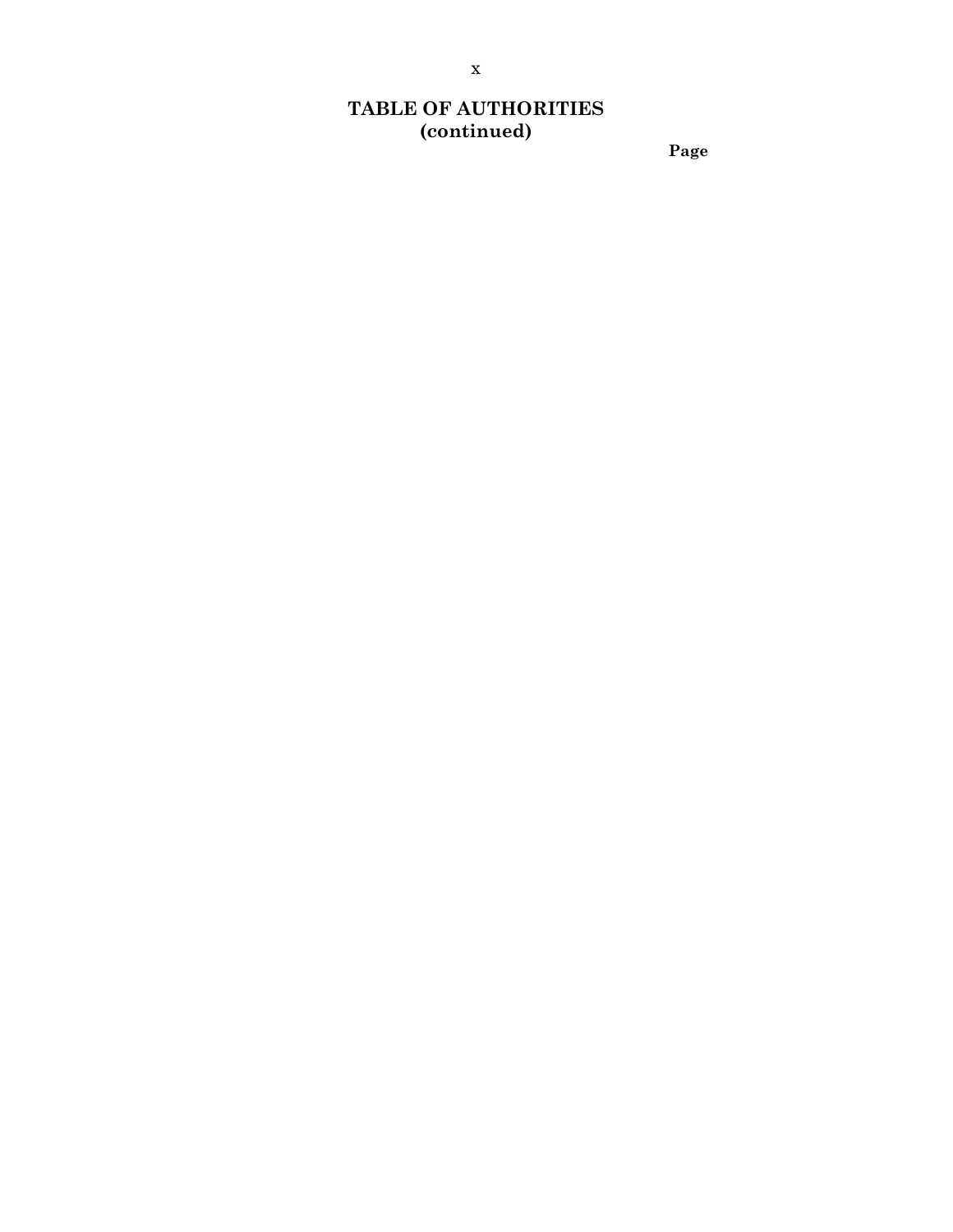## TABLE OF AUTHORITIES
### (continued)

Page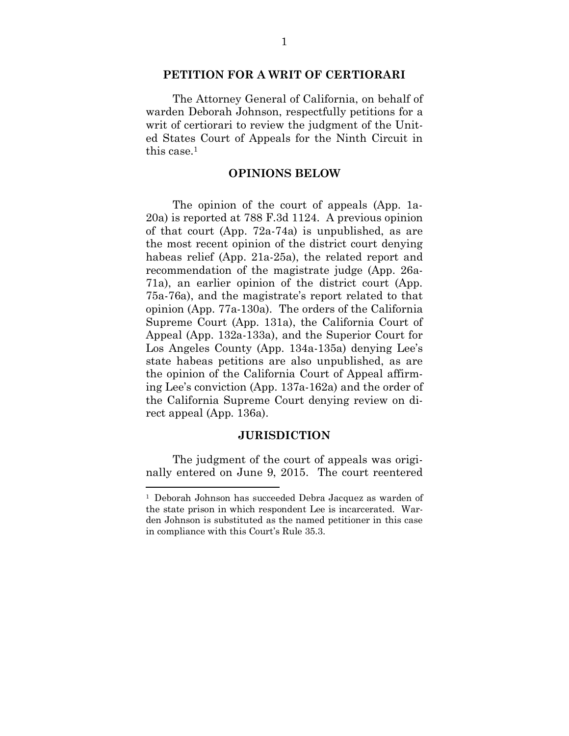## PETITION FOR A WRIT OF CERTIORARI

The Attorney General of California, on behalf of warden Deborah Johnson, respectfully petitions for a writ of certiorari to review the judgment of the United States Court of Appeals for the Ninth Circuit in this case.[1]

## OPINIONS BELOW

The opinion of the court of appeals (App. 1a-20a) is reported at 788 F.3d 1124. A previous opinion of that court (App. 72a-74a) is unpublished, as are the most recent opinion of the district court denying habeas relief (App. 21a-25a), the related report and recommendation of the magistrate judge (App. 26a-71a), an earlier opinion of the district court (App. 75a-76a), and the magistrate's report related to that opinion (App. 77a-130a). The orders of the California Supreme Court (App. 131a), the California Court of Appeal (App. 132a-133a), and the Superior Court for Los Angeles County (App. 134a-135a) denying Lee's state habeas petitions are also unpublished, as are the opinion of the California Court of Appeal affirming Lee's conviction (App. 137a-162a) and the order of the California Supreme Court denying review on direct appeal (App. 136a).

## JURISDICTION

The judgment of the court of appeals was originally entered on June 9, 2015. The court reentered

---

[1] Deborah Johnson has succeeded Debra Jacquez as warden of the state prison in which respondent Lee is incarcerated. Warden Johnson is substituted as the named petitioner in this case in compliance with this Court's Rule 35.3.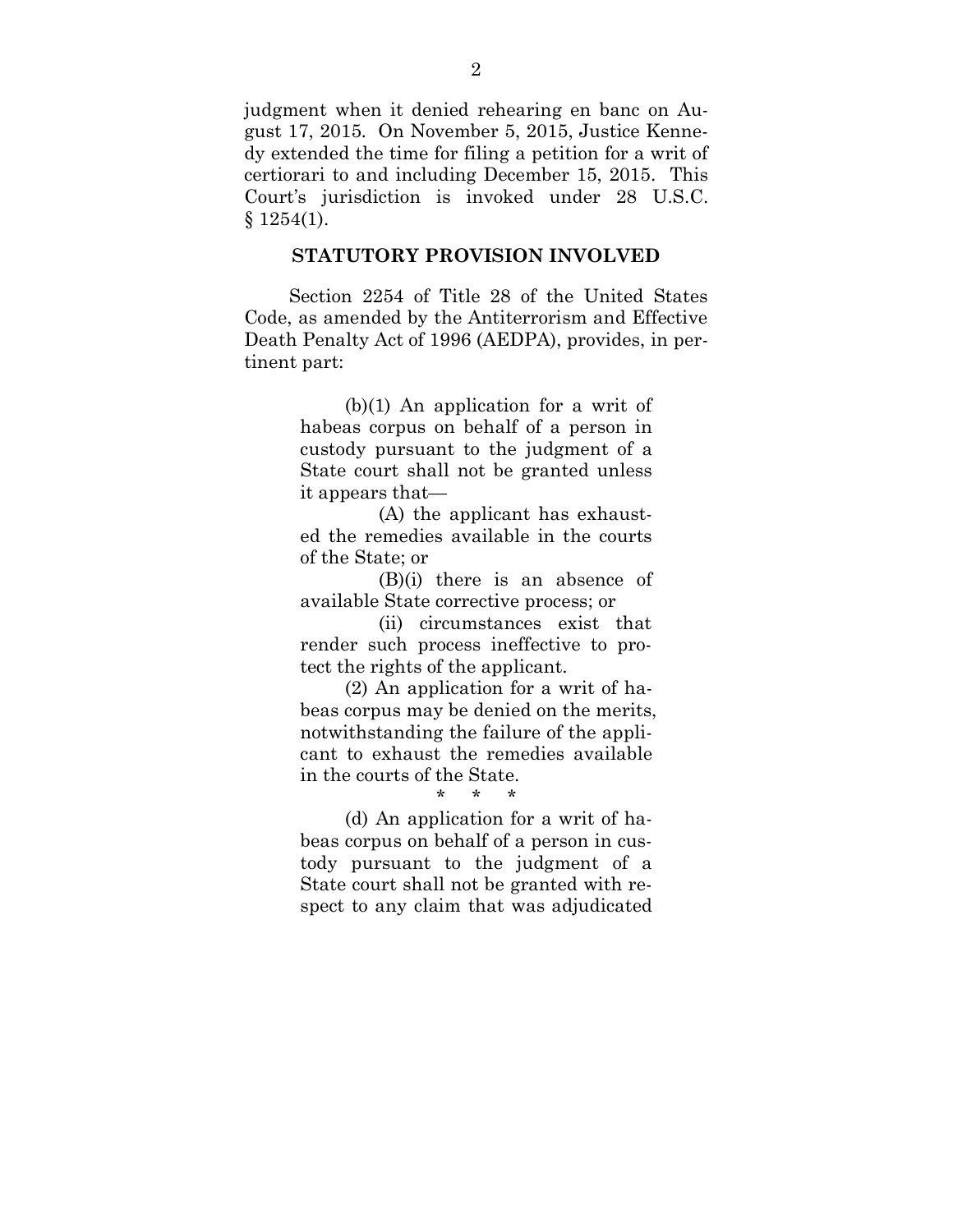judgment when it denied rehearing en banc on August 17, 2015. On November 5, 2015, Justice Kennedy extended the time for filing a petition for a writ of certiorari to and including December 15, 2015. This Court's jurisdiction is invoked under 28 U.S.C. § 1254(1).

## STATUTORY PROVISION INVOLVED

Section 2254 of Title 28 of the United States Code, as amended by the Antiterrorism and Effective Death Penalty Act of 1996 (AEDPA), provides, in pertinent part:

> (b)(1) An application for a writ of habeas corpus on behalf of a person in custody pursuant to the judgment of a State court shall not be granted unless it appears that—
>
> (A) the applicant has exhausted the remedies available in the courts of the State; or
>
> (B)(i) there is an absence of available State corrective process; or
>
> (ii) circumstances exist that render such process ineffective to protect the rights of the applicant.
>
> (2) An application for a writ of habeas corpus may be denied on the merits, notwithstanding the failure of the applicant to exhaust the remedies available in the courts of the State.
>
> \* \* \*
>
> (d) An application for a writ of habeas corpus on behalf of a person in custody pursuant to the judgment of a State court shall not be granted with respect to any claim that was adjudicated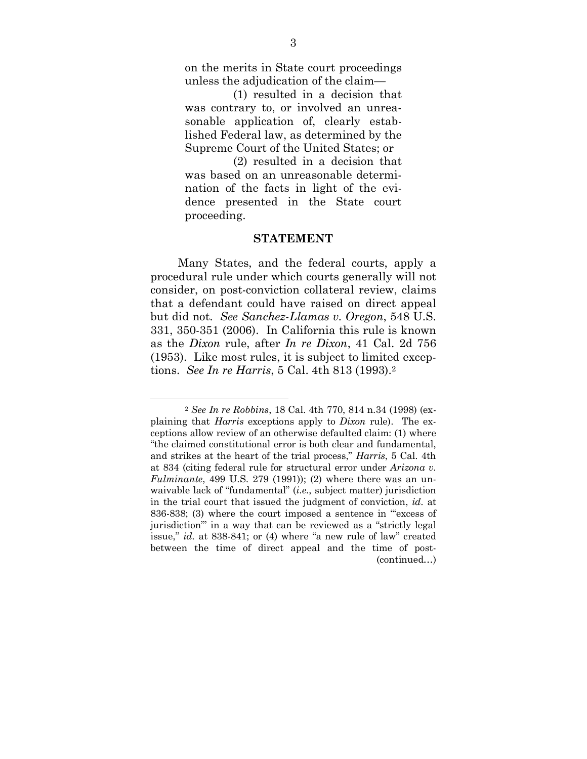> on the merits in State court proceedings unless the adjudication of the claim—
>
> (1) resulted in a decision that was contrary to, or involved an unreasonable application of, clearly established Federal law, as determined by the Supreme Court of the United States; or
>
> (2) resulted in a decision that was based on an unreasonable determination of the facts in light of the evidence presented in the State court proceeding.

## STATEMENT

Many States, and the federal courts, apply a procedural rule under which courts generally will not consider, on post-conviction collateral review, claims that a defendant could have raised on direct appeal but did not. *See Sanchez-Llamas v. Oregon*, 548 U.S. 331, 350-351 (2006). In California this rule is known as the *Dixon* rule, after *In re Dixon*, 41 Cal. 2d 756 (1953). Like most rules, it is subject to limited exceptions. *See In re Harris*, 5 Cal. 4th 813 (1993).[2]

---

[2] *See In re Robbins*, 18 Cal. 4th 770, 814 n.34 (1998) (explaining that *Harris* exceptions apply to *Dixon* rule). The exceptions allow review of an otherwise defaulted claim: (1) where "the claimed constitutional error is both clear and fundamental, and strikes at the heart of the trial process," *Harris*, 5 Cal. 4th at 834 (citing federal rule for structural error under *Arizona v. Fulminante*, 499 U.S. 279 (1991)); (2) where there was an unwaivable lack of "fundamental" (*i.e.*, subject matter) jurisdiction in the trial court that issued the judgment of conviction, *id.* at 836-838; (3) where the court imposed a sentence in "'excess of jurisdiction'" in a way that can be reviewed as a "strictly legal issue," *id.* at 838-841; or (4) where "a new rule of law" created between the time of direct appeal and the time of post- (continued…)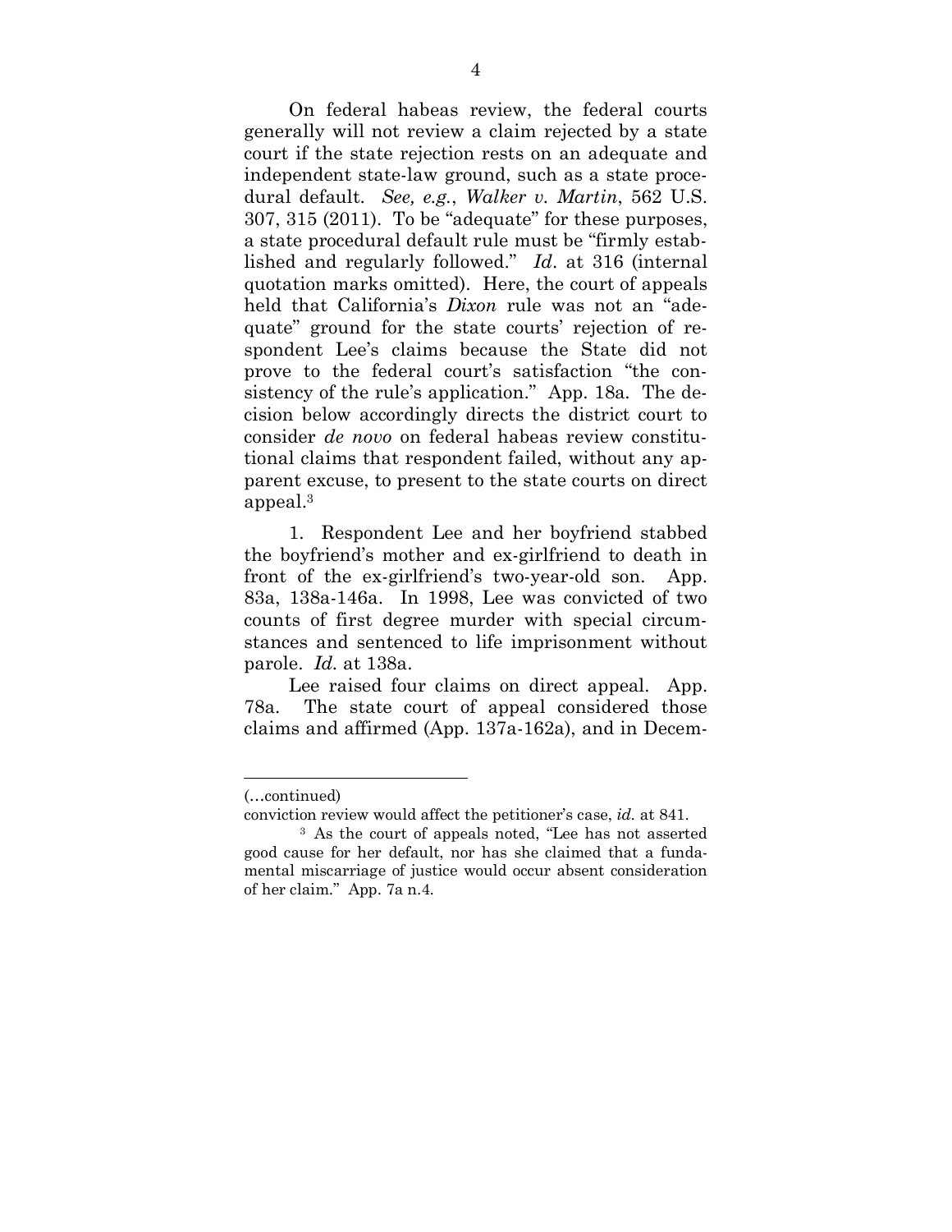On federal habeas review, the federal courts generally will not review a claim rejected by a state court if the state rejection rests on an adequate and independent state-law ground, such as a state procedural default. *See, e.g.*, *Walker v. Martin*, 562 U.S. 307, 315 (2011). To be "adequate" for these purposes, a state procedural default rule must be "firmly established and regularly followed." *Id*. at 316 (internal quotation marks omitted). Here, the court of appeals held that California's *Dixon* rule was not an "adequate" ground for the state courts' rejection of respondent Lee's claims because the State did not prove to the federal court's satisfaction "the consistency of the rule's application." App. 18a. The decision below accordingly directs the district court to consider *de novo* on federal habeas review constitutional claims that respondent failed, without any apparent excuse, to present to the state courts on direct appeal.[3]

1. Respondent Lee and her boyfriend stabbed the boyfriend's mother and ex-girlfriend to death in front of the ex-girlfriend's two-year-old son. App. 83a, 138a-146a. In 1998, Lee was convicted of two counts of first degree murder with special circumstances and sentenced to life imprisonment without parole. *Id*. at 138a.

Lee raised four claims on direct appeal. App. 78a. The state court of appeal considered those claims and affirmed (App. 137a-162a), and in Decem-

---

(…continued)

conviction review would affect the petitioner's case, *id*. at 841.

[3] As the court of appeals noted, "Lee has not asserted good cause for her default, nor has she claimed that a fundamental miscarriage of justice would occur absent consideration of her claim." App. 7a n.4.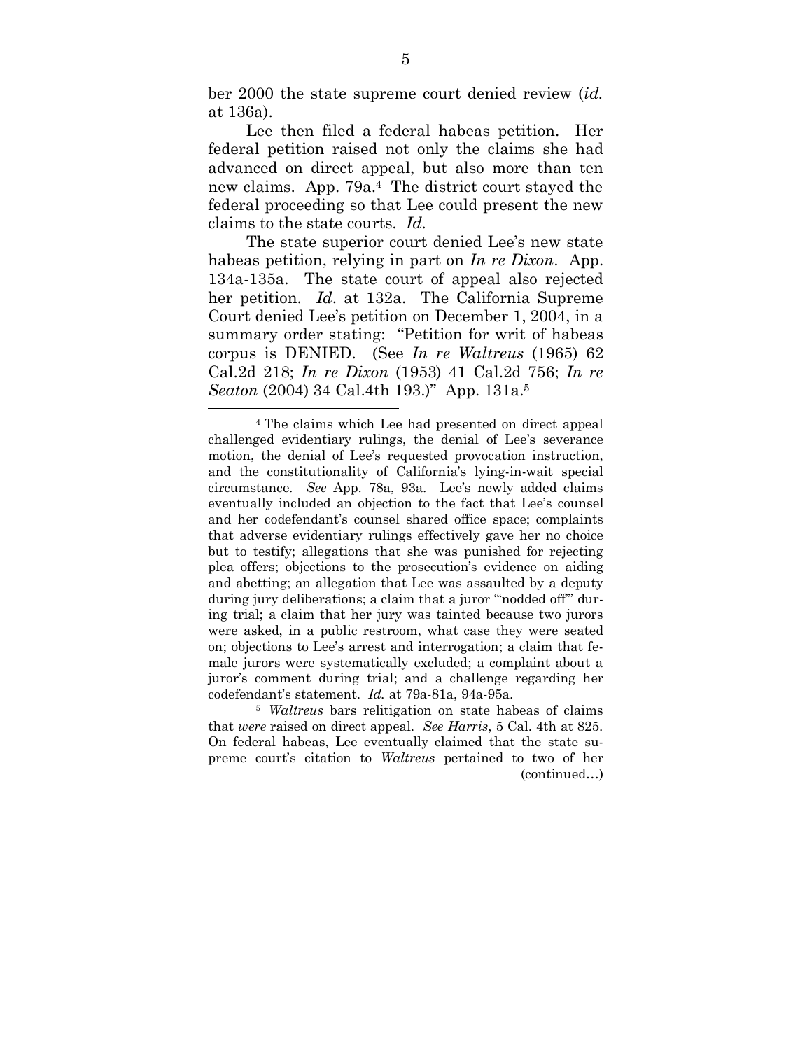ber 2000 the state supreme court denied review (*id.* at 136a).

Lee then filed a federal habeas petition. Her federal petition raised not only the claims she had advanced on direct appeal, but also more than ten new claims. App. 79a.[4] The district court stayed the federal proceeding so that Lee could present the new claims to the state courts. *Id.*

The state superior court denied Lee's new state habeas petition, relying in part on *In re Dixon*. App. 134a-135a. The state court of appeal also rejected her petition. *Id*. at 132a. The California Supreme Court denied Lee's petition on December 1, 2004, in a summary order stating: "Petition for writ of habeas corpus is DENIED. (See *In re Waltreus* (1965) 62 Cal.2d 218; *In re Dixon* (1953) 41 Cal.2d 756; *In re Seaton* (2004) 34 Cal.4th 193.)" App. 131a.[5]

---

[4] The claims which Lee had presented on direct appeal challenged evidentiary rulings, the denial of Lee's severance motion, the denial of Lee's requested provocation instruction, and the constitutionality of California's lying-in-wait special circumstance. *See* App. 78a, 93a. Lee's newly added claims eventually included an objection to the fact that Lee's counsel and her codefendant's counsel shared office space; complaints that adverse evidentiary rulings effectively gave her no choice but to testify; allegations that she was punished for rejecting plea offers; objections to the prosecution's evidence on aiding and abetting; an allegation that Lee was assaulted by a deputy during jury deliberations; a claim that a juror "'nodded off'" during trial; a claim that her jury was tainted because two jurors were asked, in a public restroom, what case they were seated on; objections to Lee's arrest and interrogation; a claim that female jurors were systematically excluded; a complaint about a juror's comment during trial; and a challenge regarding her codefendant's statement. *Id.* at 79a-81a, 94a-95a.

[5] *Waltreus* bars relitigation on state habeas of claims that *were* raised on direct appeal. *See Harris*, 5 Cal. 4th at 825. On federal habeas, Lee eventually claimed that the state supreme court's citation to *Waltreus* pertained to two of her (continued…)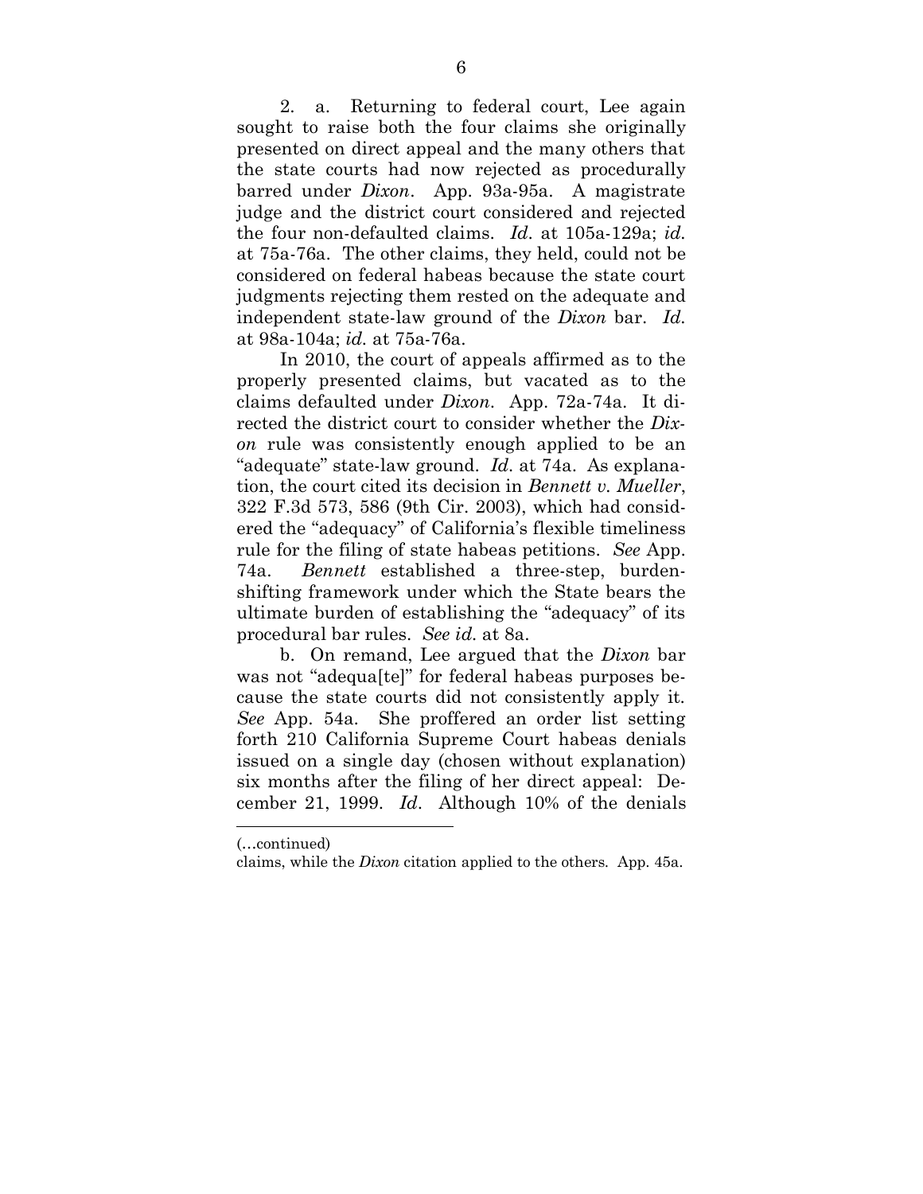2. a. Returning to federal court, Lee again sought to raise both the four claims she originally presented on direct appeal and the many others that the state courts had now rejected as procedurally barred under *Dixon*. App. 93a-95a. A magistrate judge and the district court considered and rejected the four non-defaulted claims. *Id.* at 105a-129a; *id.* at 75a-76a. The other claims, they held, could not be considered on federal habeas because the state court judgments rejecting them rested on the adequate and independent state-law ground of the *Dixon* bar. *Id.* at 98a-104a; *id.* at 75a-76a.

In 2010, the court of appeals affirmed as to the properly presented claims, but vacated as to the claims defaulted under *Dixon*. App. 72a-74a. It directed the district court to consider whether the *Dixon* rule was consistently enough applied to be an "adequate" state-law ground. *Id.* at 74a. As explanation, the court cited its decision in *Bennett v. Mueller*, 322 F.3d 573, 586 (9th Cir. 2003), which had considered the "adequacy" of California's flexible timeliness rule for the filing of state habeas petitions. *See* App. 74a. *Bennett* established a three-step, burden-shifting framework under which the State bears the ultimate burden of establishing the "adequacy" of its procedural bar rules. *See id.* at 8a.

b. On remand, Lee argued that the *Dixon* bar was not "adequa[te]" for federal habeas purposes because the state courts did not consistently apply it. *See* App. 54a. She proffered an order list setting forth 210 California Supreme Court habeas denials issued on a single day (chosen without explanation) six months after the filing of her direct appeal: December 21, 1999. *Id*. Although 10% of the denials

(…continued)

claims, while the *Dixon* citation applied to the others. App. 45a.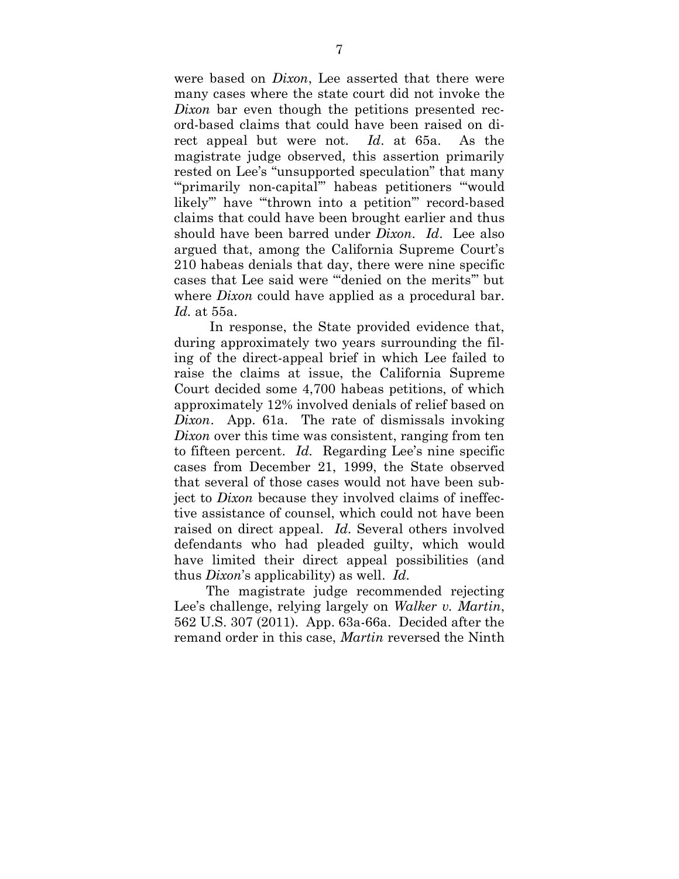were based on *Dixon*, Lee asserted that there were many cases where the state court did not invoke the *Dixon* bar even though the petitions presented record-based claims that could have been raised on direct appeal but were not. *Id*. at 65a. As the magistrate judge observed, this assertion primarily rested on Lee's "unsupported speculation" that many "'primarily non-capital'" habeas petitioners "'would likely'" have "'thrown into a petition'" record-based claims that could have been brought earlier and thus should have been barred under *Dixon*. *Id*. Lee also argued that, among the California Supreme Court's 210 habeas denials that day, there were nine specific cases that Lee said were "'denied on the merits'" but where *Dixon* could have applied as a procedural bar. *Id*. at 55a.

In response, the State provided evidence that, during approximately two years surrounding the filing of the direct-appeal brief in which Lee failed to raise the claims at issue, the California Supreme Court decided some 4,700 habeas petitions, of which approximately 12% involved denials of relief based on *Dixon*. App. 61a. The rate of dismissals invoking *Dixon* over this time was consistent, ranging from ten to fifteen percent. *Id.* Regarding Lee's nine specific cases from December 21, 1999, the State observed that several of those cases would not have been subject to *Dixon* because they involved claims of ineffective assistance of counsel, which could not have been raised on direct appeal. *Id.* Several others involved defendants who had pleaded guilty, which would have limited their direct appeal possibilities (and thus *Dixon*'s applicability) as well. *Id.*

The magistrate judge recommended rejecting Lee's challenge, relying largely on *Walker v. Martin*, 562 U.S. 307 (2011). App. 63a-66a. Decided after the remand order in this case, *Martin* reversed the Ninth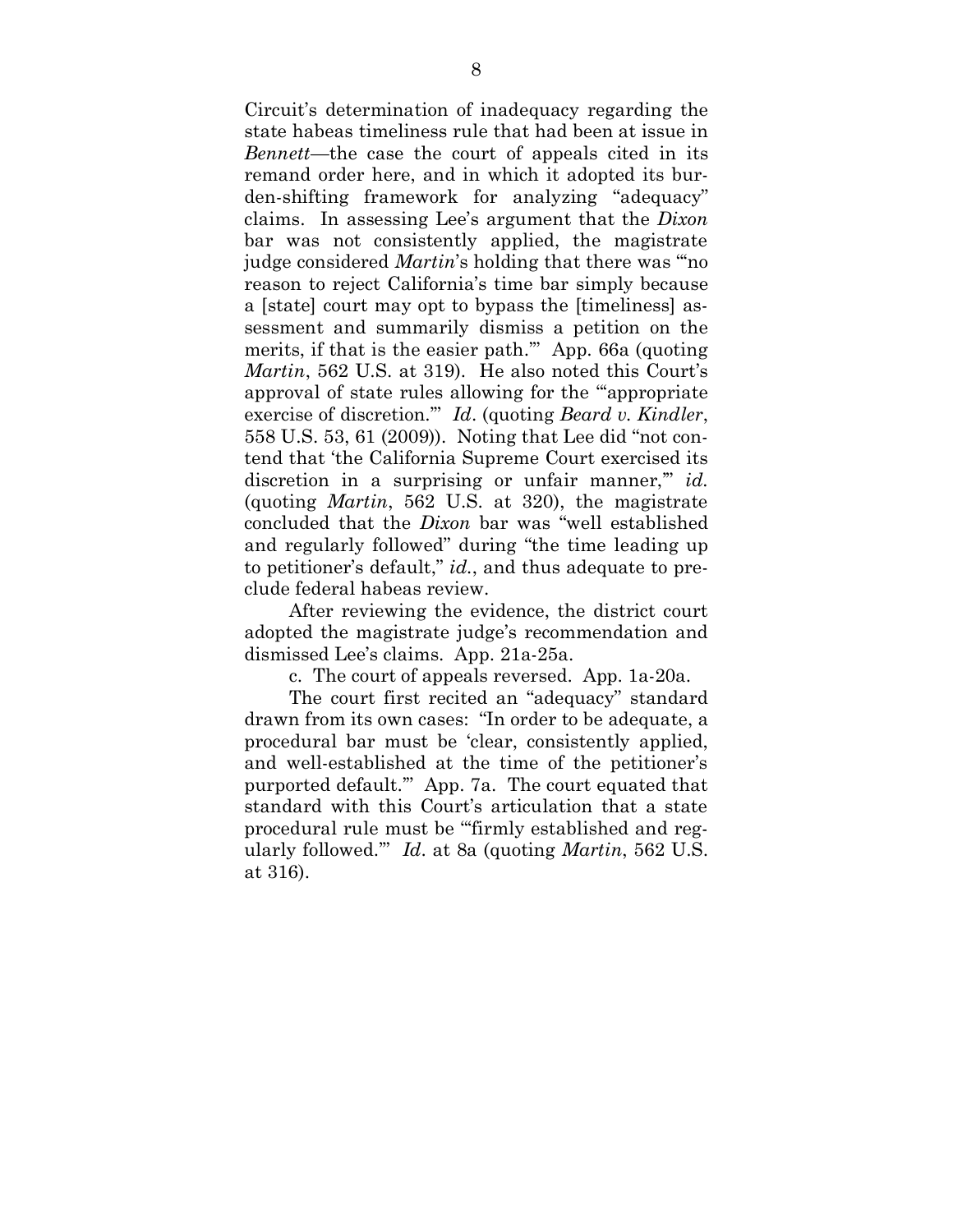Circuit's determination of inadequacy regarding the state habeas timeliness rule that had been at issue in *Bennett*—the case the court of appeals cited in its remand order here, and in which it adopted its burden-shifting framework for analyzing "adequacy" claims. In assessing Lee's argument that the *Dixon* bar was not consistently applied, the magistrate judge considered *Martin*'s holding that there was "'no reason to reject California's time bar simply because a [state] court may opt to bypass the [timeliness] assessment and summarily dismiss a petition on the merits, if that is the easier path.'" App. 66a (quoting *Martin*, 562 U.S. at 319). He also noted this Court's approval of state rules allowing for the "'appropriate exercise of discretion.'" *Id*. (quoting *Beard v. Kindler*, 558 U.S. 53, 61 (2009)). Noting that Lee did "not contend that 'the California Supreme Court exercised its discretion in a surprising or unfair manner,'" *id*. (quoting *Martin*, 562 U.S. at 320), the magistrate concluded that the *Dixon* bar was "well established and regularly followed" during "the time leading up to petitioner's default," *id*., and thus adequate to preclude federal habeas review.

After reviewing the evidence, the district court adopted the magistrate judge's recommendation and dismissed Lee's claims. App. 21a-25a.

c. The court of appeals reversed. App. 1a-20a.

The court first recited an "adequacy" standard drawn from its own cases: "In order to be adequate, a procedural bar must be 'clear, consistently applied, and well-established at the time of the petitioner's purported default.'" App. 7a. The court equated that standard with this Court's articulation that a state procedural rule must be "'firmly established and regularly followed.'" *Id*. at 8a (quoting *Martin*, 562 U.S. at 316).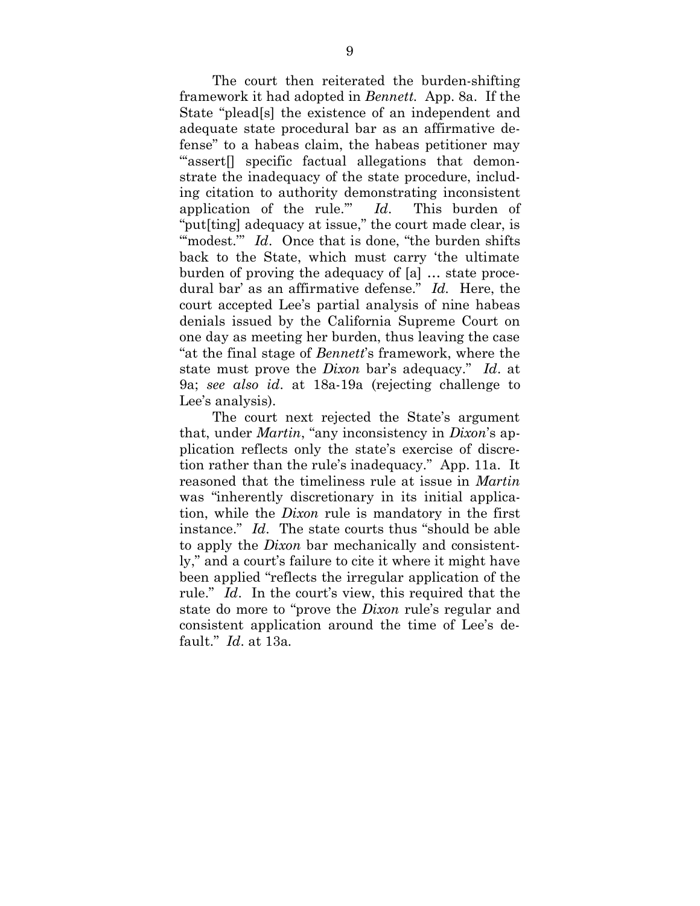The court then reiterated the burden-shifting framework it had adopted in *Bennett.* App. 8a. If the State "plead[s] the existence of an independent and adequate state procedural bar as an affirmative defense" to a habeas claim, the habeas petitioner may "'assert[] specific factual allegations that demonstrate the inadequacy of the state procedure, including citation to authority demonstrating inconsistent application of the rule.'" *Id*. This burden of "put[ting] adequacy at issue," the court made clear, is "'modest.'" *Id*. Once that is done, "the burden shifts back to the State, which must carry 'the ultimate burden of proving the adequacy of [a] … state procedural bar' as an affirmative defense." *Id.* Here, the court accepted Lee's partial analysis of nine habeas denials issued by the California Supreme Court on one day as meeting her burden, thus leaving the case "at the final stage of *Bennett*'s framework, where the state must prove the *Dixon* bar's adequacy." *Id*. at 9a; *see also id*. at 18a-19a (rejecting challenge to Lee's analysis).

The court next rejected the State's argument that, under *Martin*, "any inconsistency in *Dixon*'s application reflects only the state's exercise of discretion rather than the rule's inadequacy." App. 11a. It reasoned that the timeliness rule at issue in *Martin* was "inherently discretionary in its initial application, while the *Dixon* rule is mandatory in the first instance." *Id*. The state courts thus "should be able to apply the *Dixon* bar mechanically and consistently," and a court's failure to cite it where it might have been applied "reflects the irregular application of the rule." *Id*. In the court's view, this required that the state do more to "prove the *Dixon* rule's regular and consistent application around the time of Lee's default." *Id*. at 13a.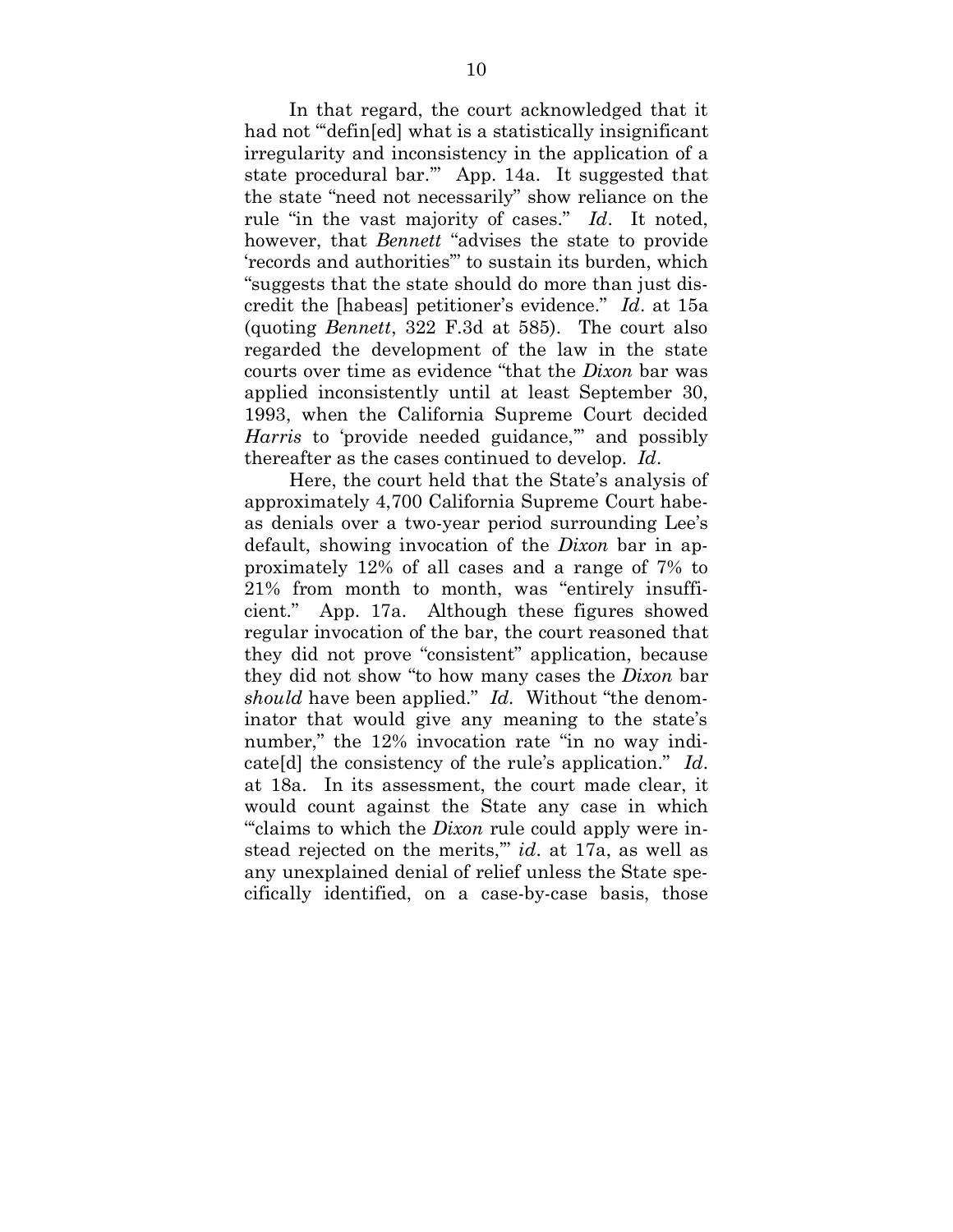In that regard, the court acknowledged that it had not "'defin[ed] what is a statistically insignificant irregularity and inconsistency in the application of a state procedural bar.'" App. 14a. It suggested that the state "need not necessarily" show reliance on the rule "in the vast majority of cases." *Id*. It noted, however, that *Bennett* "advises the state to provide 'records and authorities'" to sustain its burden, which "suggests that the state should do more than just discredit the [habeas] petitioner's evidence." *Id*. at 15a (quoting *Bennett*, 322 F.3d at 585). The court also regarded the development of the law in the state courts over time as evidence "that the *Dixon* bar was applied inconsistently until at least September 30, 1993, when the California Supreme Court decided *Harris* to 'provide needed guidance,'" and possibly thereafter as the cases continued to develop. *Id*.

Here, the court held that the State's analysis of approximately 4,700 California Supreme Court habeas denials over a two-year period surrounding Lee's default, showing invocation of the *Dixon* bar in approximately 12% of all cases and a range of 7% to 21% from month to month, was "entirely insufficient." App. 17a. Although these figures showed regular invocation of the bar, the court reasoned that they did not prove "consistent" application, because they did not show "to how many cases the *Dixon* bar *should* have been applied." *Id*. Without "the denominator that would give any meaning to the state's number," the 12% invocation rate "in no way indicate[d] the consistency of the rule's application." *Id*. at 18a. In its assessment, the court made clear, it would count against the State any case in which "'claims to which the *Dixon* rule could apply were instead rejected on the merits,'" *id*. at 17a, as well as any unexplained denial of relief unless the State specifically identified, on a case-by-case basis, those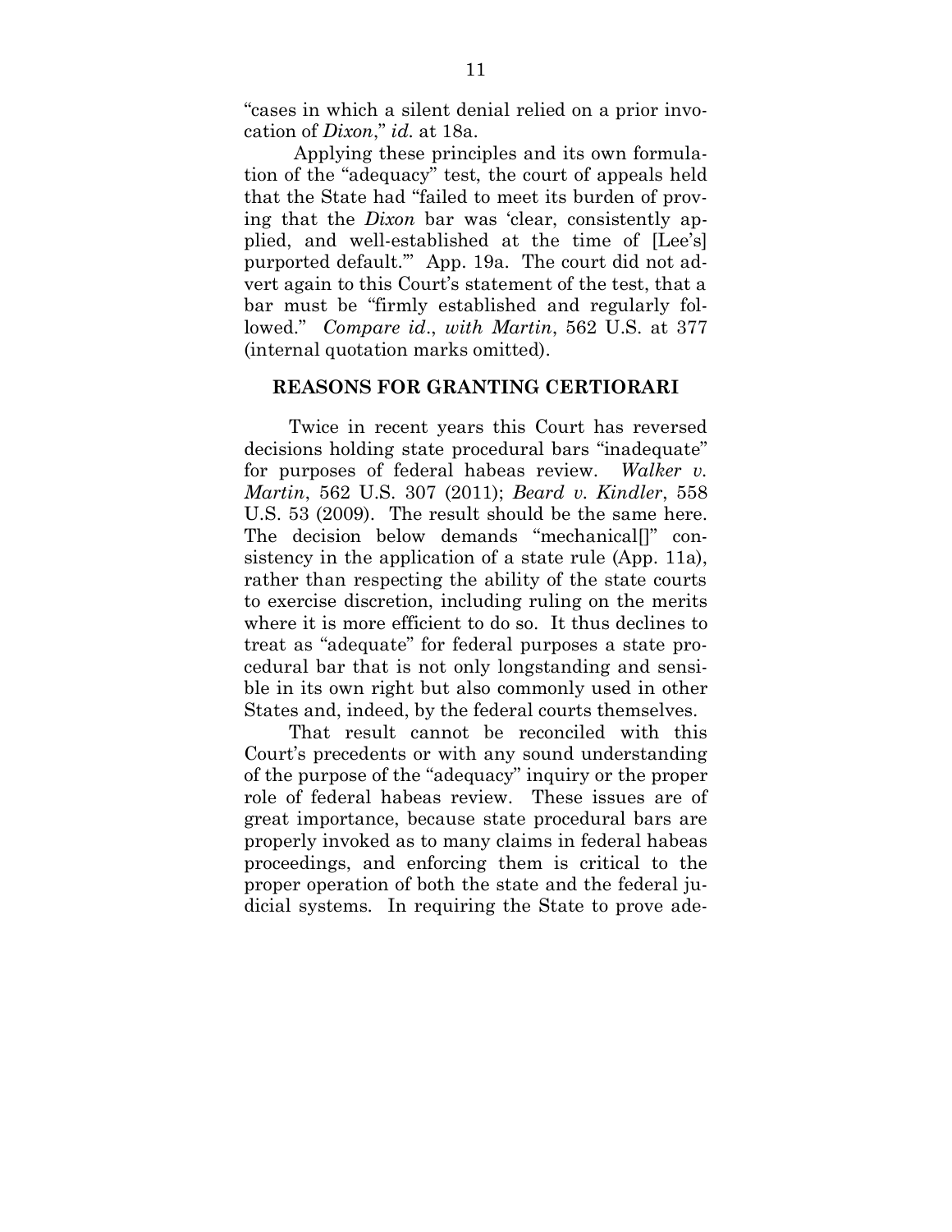"cases in which a silent denial relied on a prior invocation of *Dixon*," *id.* at 18a.

Applying these principles and its own formulation of the "adequacy" test, the court of appeals held that the State had "failed to meet its burden of proving that the *Dixon* bar was 'clear, consistently applied, and well-established at the time of [Lee's] purported default.'" App. 19a. The court did not advert again to this Court's statement of the test, that a bar must be "firmly established and regularly followed." *Compare id.*, *with Martin*, 562 U.S. at 377 (internal quotation marks omitted).

## REASONS FOR GRANTING CERTIORARI

Twice in recent years this Court has reversed decisions holding state procedural bars "inadequate" for purposes of federal habeas review. *Walker v. Martin*, 562 U.S. 307 (2011); *Beard v. Kindler*, 558 U.S. 53 (2009). The result should be the same here. The decision below demands "mechanical[]" consistency in the application of a state rule (App. 11a), rather than respecting the ability of the state courts to exercise discretion, including ruling on the merits where it is more efficient to do so. It thus declines to treat as "adequate" for federal purposes a state procedural bar that is not only longstanding and sensible in its own right but also commonly used in other States and, indeed, by the federal courts themselves.

That result cannot be reconciled with this Court's precedents or with any sound understanding of the purpose of the "adequacy" inquiry or the proper role of federal habeas review. These issues are of great importance, because state procedural bars are properly invoked as to many claims in federal habeas proceedings, and enforcing them is critical to the proper operation of both the state and the federal judicial systems. In requiring the State to prove ade-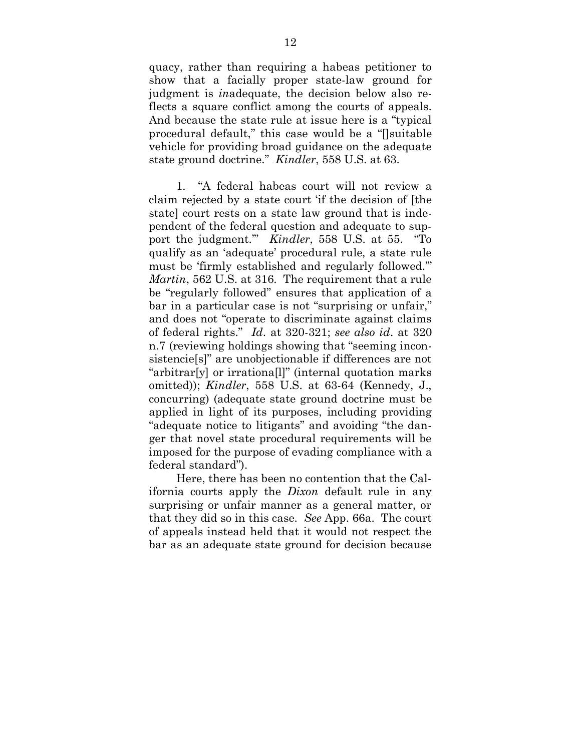quacy, rather than requiring a habeas petitioner to show that a facially proper state-law ground for judgment is *in*adequate, the decision below also reflects a square conflict among the courts of appeals. And because the state rule at issue here is a "typical procedural default," this case would be a "[]suitable vehicle for providing broad guidance on the adequate state ground doctrine." *Kindler*, 558 U.S. at 63.

1. "A federal habeas court will not review a claim rejected by a state court 'if the decision of [the state] court rests on a state law ground that is independent of the federal question and adequate to support the judgment.'" *Kindler*, 558 U.S. at 55. "To qualify as an 'adequate' procedural rule, a state rule must be 'firmly established and regularly followed.'" *Martin*, 562 U.S. at 316. The requirement that a rule be "regularly followed" ensures that application of a bar in a particular case is not "surprising or unfair," and does not "operate to discriminate against claims of federal rights." *Id*. at 320-321; *see also id*. at 320 n.7 (reviewing holdings showing that "seeming inconsistencie[s]" are unobjectionable if differences are not "arbitrar[y] or irrationa[l]" (internal quotation marks omitted)); *Kindler*, 558 U.S. at 63-64 (Kennedy, J., concurring) (adequate state ground doctrine must be applied in light of its purposes, including providing "adequate notice to litigants" and avoiding "the danger that novel state procedural requirements will be imposed for the purpose of evading compliance with a federal standard").

Here, there has been no contention that the California courts apply the *Dixon* default rule in any surprising or unfair manner as a general matter, or that they did so in this case. *See* App. 66a. The court of appeals instead held that it would not respect the bar as an adequate state ground for decision because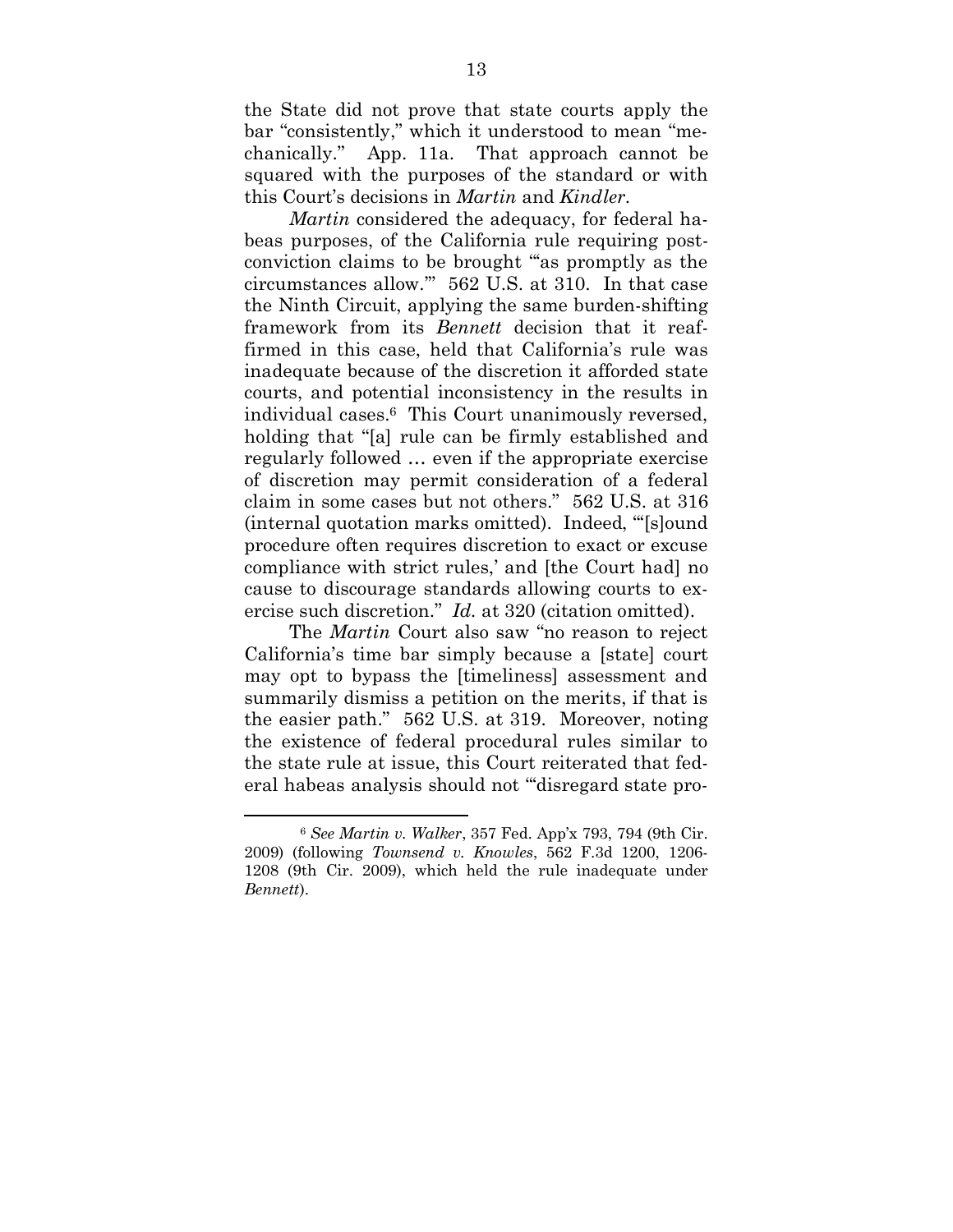the State did not prove that state courts apply the bar "consistently," which it understood to mean "mechanically." App. 11a. That approach cannot be squared with the purposes of the standard or with this Court's decisions in *Martin* and *Kindler*.

*Martin* considered the adequacy, for federal habeas purposes, of the California rule requiring post-conviction claims to be brought "'as promptly as the circumstances allow.'" 562 U.S. at 310. In that case the Ninth Circuit, applying the same burden-shifting framework from its *Bennett* decision that it reaffirmed in this case, held that California's rule was inadequate because of the discretion it afforded state courts, and potential inconsistency in the results in individual cases.[6] This Court unanimously reversed, holding that "[a] rule can be firmly established and regularly followed … even if the appropriate exercise of discretion may permit consideration of a federal claim in some cases but not others." 562 U.S. at 316 (internal quotation marks omitted). Indeed, "'[s]ound procedure often requires discretion to exact or excuse compliance with strict rules,' and [the Court had] no cause to discourage standards allowing courts to exercise such discretion." *Id.* at 320 (citation omitted).

The *Martin* Court also saw "no reason to reject California's time bar simply because a [state] court may opt to bypass the [timeliness] assessment and summarily dismiss a petition on the merits, if that is the easier path." 562 U.S. at 319. Moreover, noting the existence of federal procedural rules similar to the state rule at issue, this Court reiterated that federal habeas analysis should not "'disregard state pro-

---

[6] *See Martin v. Walker*, 357 Fed. App'x 793, 794 (9th Cir. 2009) (following *Townsend v. Knowles*, 562 F.3d 1200, 1206-1208 (9th Cir. 2009), which held the rule inadequate under *Bennett*).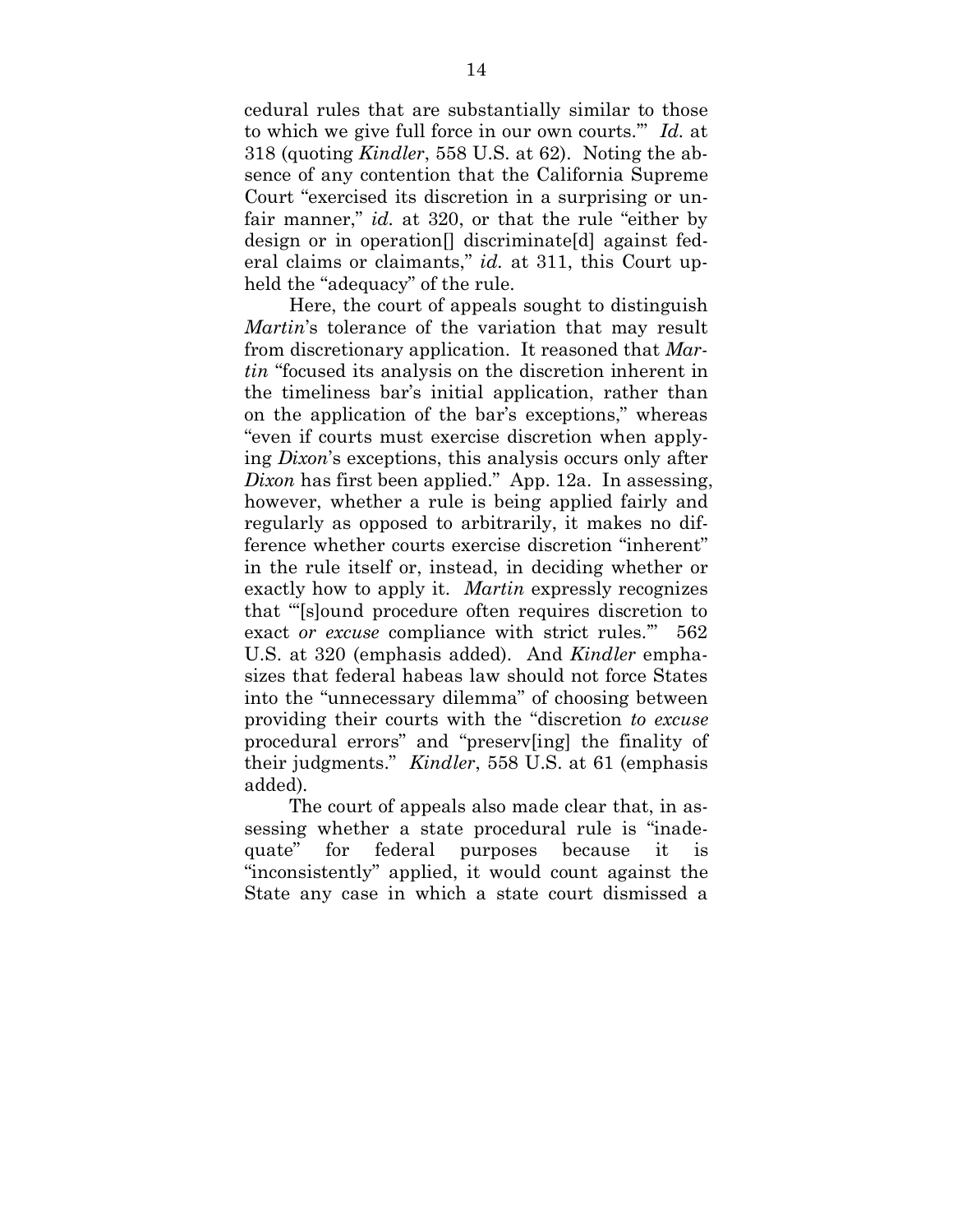cedural rules that are substantially similar to those to which we give full force in our own courts.'" *Id.* at 318 (quoting *Kindler*, 558 U.S. at 62). Noting the absence of any contention that the California Supreme Court "exercised its discretion in a surprising or unfair manner," *id.* at 320, or that the rule "either by design or in operation[] discriminate[d] against federal claims or claimants," *id.* at 311, this Court upheld the "adequacy" of the rule.

Here, the court of appeals sought to distinguish *Martin*'s tolerance of the variation that may result from discretionary application. It reasoned that *Martin* "focused its analysis on the discretion inherent in the timeliness bar's initial application, rather than on the application of the bar's exceptions," whereas "even if courts must exercise discretion when applying *Dixon*'s exceptions, this analysis occurs only after *Dixon* has first been applied." App. 12a. In assessing, however, whether a rule is being applied fairly and regularly as opposed to arbitrarily, it makes no difference whether courts exercise discretion "inherent" in the rule itself or, instead, in deciding whether or exactly how to apply it. *Martin* expressly recognizes that "'[s]ound procedure often requires discretion to exact *or excuse* compliance with strict rules.'" 562 U.S. at 320 (emphasis added). And *Kindler* emphasizes that federal habeas law should not force States into the "unnecessary dilemma" of choosing between providing their courts with the "discretion *to excuse* procedural errors" and "preserv[ing] the finality of their judgments." *Kindler*, 558 U.S. at 61 (emphasis added).

The court of appeals also made clear that, in assessing whether a state procedural rule is "inadequate" for federal purposes because it is "inconsistently" applied, it would count against the State any case in which a state court dismissed a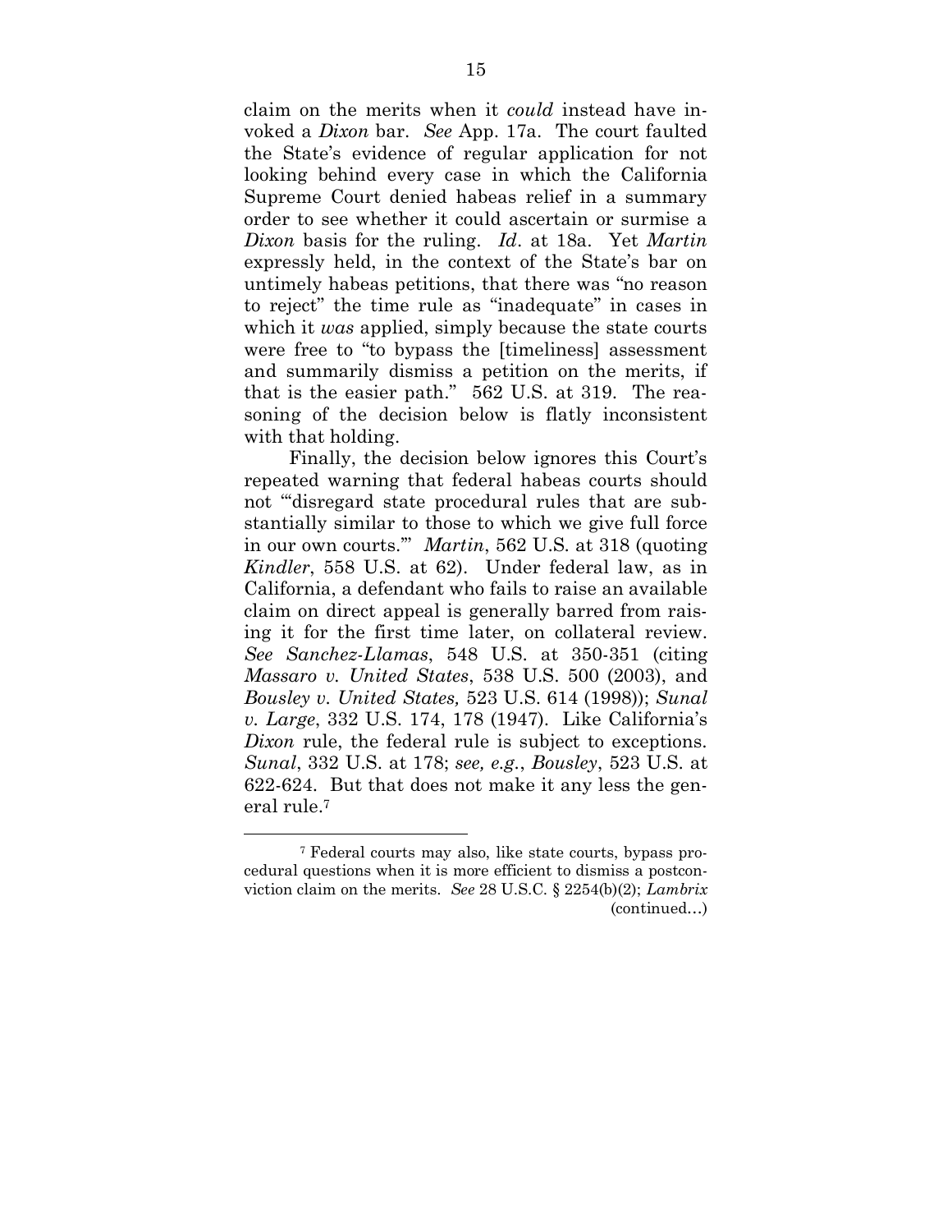claim on the merits when it *could* instead have invoked a *Dixon* bar. *See* App. 17a. The court faulted the State's evidence of regular application for not looking behind every case in which the California Supreme Court denied habeas relief in a summary order to see whether it could ascertain or surmise a *Dixon* basis for the ruling. *Id*. at 18a. Yet *Martin* expressly held, in the context of the State's bar on untimely habeas petitions, that there was "no reason to reject" the time rule as "inadequate" in cases in which it *was* applied, simply because the state courts were free to "to bypass the [timeliness] assessment and summarily dismiss a petition on the merits, if that is the easier path." 562 U.S. at 319. The reasoning of the decision below is flatly inconsistent with that holding.

Finally, the decision below ignores this Court's repeated warning that federal habeas courts should not "'disregard state procedural rules that are substantially similar to those to which we give full force in our own courts.'" *Martin*, 562 U.S. at 318 (quoting *Kindler*, 558 U.S. at 62). Under federal law, as in California, a defendant who fails to raise an available claim on direct appeal is generally barred from raising it for the first time later, on collateral review. *See Sanchez-Llamas*, 548 U.S. at 350-351 (citing *Massaro v. United States*, 538 U.S. 500 (2003), and *Bousley v. United States,* 523 U.S. 614 (1998)); *Sunal v. Large*, 332 U.S. 174, 178 (1947). Like California's *Dixon* rule, the federal rule is subject to exceptions. *Sunal*, 332 U.S. at 178; *see, e.g.*, *Bousley*, 523 U.S. at 622-624. But that does not make it any less the general rule.[7]

---

[7] Federal courts may also, like state courts, bypass procedural questions when it is more efficient to dismiss a postconviction claim on the merits. *See* 28 U.S.C. § 2254(b)(2); *Lambrix* (continued…)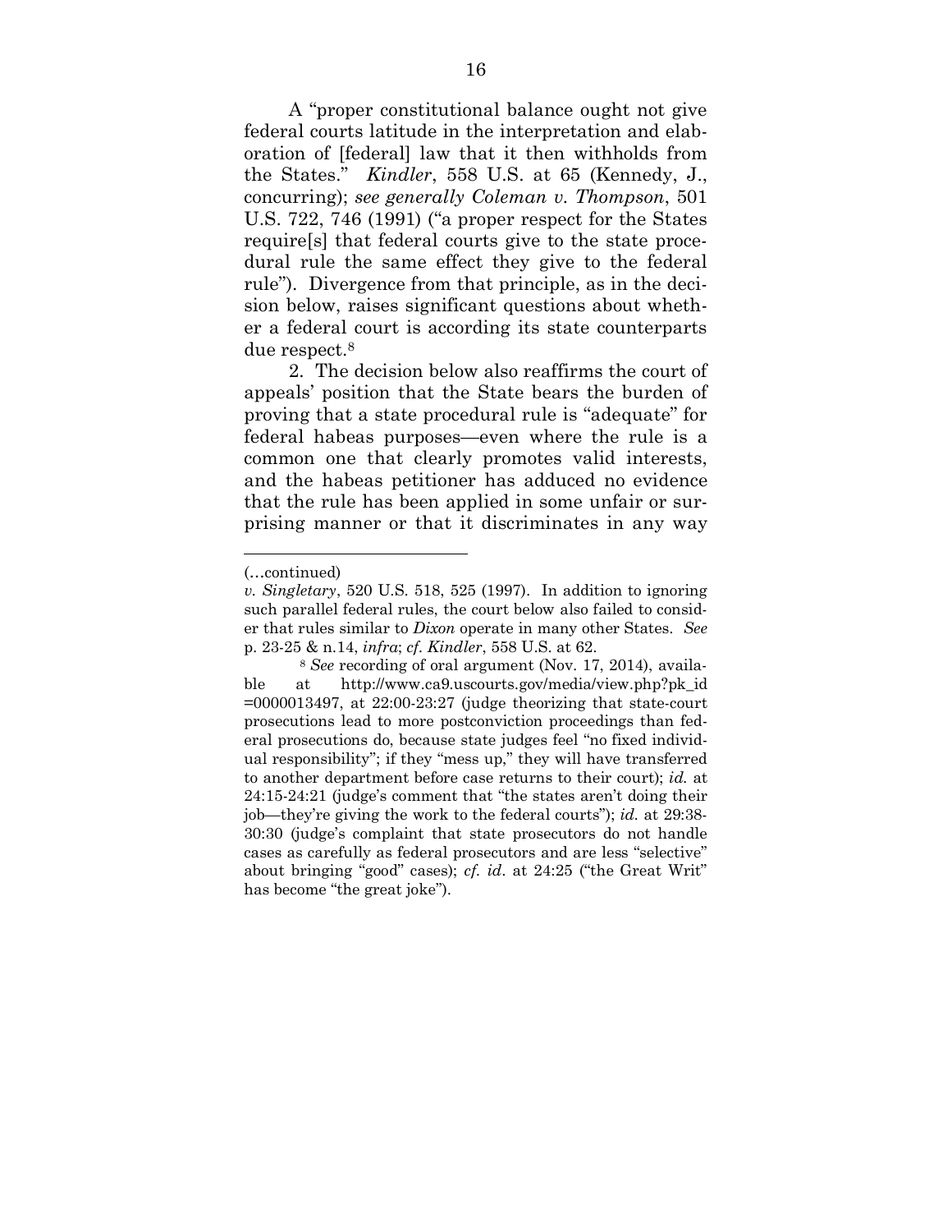A "proper constitutional balance ought not give federal courts latitude in the interpretation and elaboration of [federal] law that it then withholds from the States." *Kindler*, 558 U.S. at 65 (Kennedy, J., concurring); *see generally Coleman v. Thompson*, 501 U.S. 722, 746 (1991) ("a proper respect for the States require[s] that federal courts give to the state procedural rule the same effect they give to the federal rule"). Divergence from that principle, as in the decision below, raises significant questions about whether a federal court is according its state counterparts due respect.[8]

2. The decision below also reaffirms the court of appeals' position that the State bears the burden of proving that a state procedural rule is "adequate" for federal habeas purposes—even where the rule is a common one that clearly promotes valid interests, and the habeas petitioner has adduced no evidence that the rule has been applied in some unfair or surprising manner or that it discriminates in any way

---

(…continued)

*v. Singletary*, 520 U.S. 518, 525 (1997). In addition to ignoring such parallel federal rules, the court below also failed to consider that rules similar to *Dixon* operate in many other States. *See* p. 23-25 & n.14, *infra*; *cf*. *Kindler*, 558 U.S. at 62.

[8] *See* recording of oral argument (Nov. 17, 2014), available at http://www.ca9.uscourts.gov/media/view.php?pk_id=0000013497, at 22:00-23:27 (judge theorizing that state-court prosecutions lead to more postconviction proceedings than federal prosecutions do, because state judges feel "no fixed individual responsibility"; if they "mess up," they will have transferred to another department before case returns to their court); *id.* at 24:15-24:21 (judge's comment that "the states aren't doing their job—they're giving the work to the federal courts"); *id.* at 29:38-30:30 (judge's complaint that state prosecutors do not handle cases as carefully as federal prosecutors and are less "selective" about bringing "good" cases); *cf. id*. at 24:25 ("the Great Writ" has become "the great joke").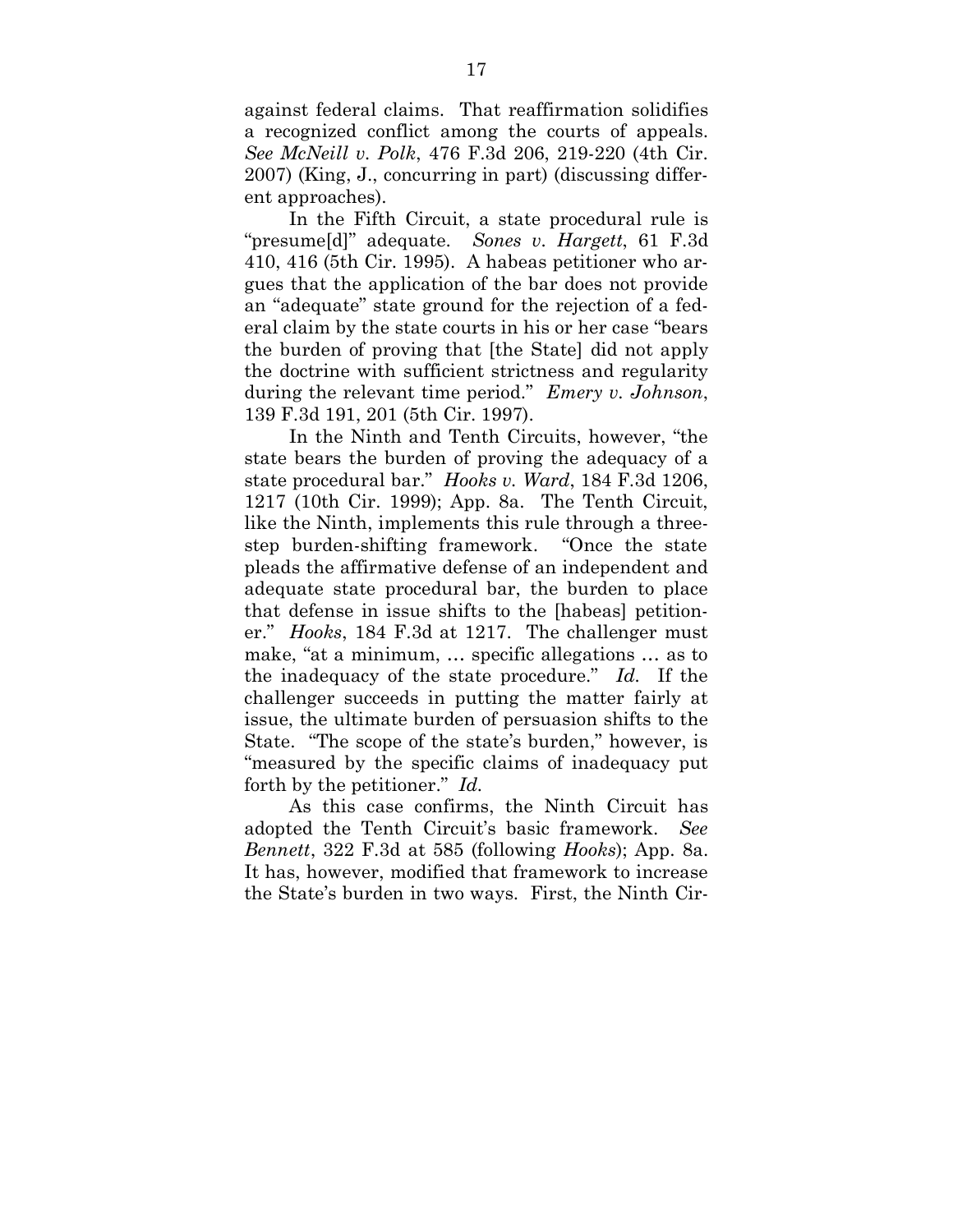against federal claims. That reaffirmation solidifies a recognized conflict among the courts of appeals. *See McNeill v. Polk*, 476 F.3d 206, 219-220 (4th Cir. 2007) (King, J., concurring in part) (discussing different approaches).

In the Fifth Circuit, a state procedural rule is "presume[d]" adequate. *Sones v. Hargett*, 61 F.3d 410, 416 (5th Cir. 1995). A habeas petitioner who argues that the application of the bar does not provide an "adequate" state ground for the rejection of a federal claim by the state courts in his or her case "bears the burden of proving that [the State] did not apply the doctrine with sufficient strictness and regularity during the relevant time period." *Emery v. Johnson*, 139 F.3d 191, 201 (5th Cir. 1997).

In the Ninth and Tenth Circuits, however, "the state bears the burden of proving the adequacy of a state procedural bar." *Hooks v. Ward*, 184 F.3d 1206, 1217 (10th Cir. 1999); App. 8a. The Tenth Circuit, like the Ninth, implements this rule through a three-step burden-shifting framework. "Once the state pleads the affirmative defense of an independent and adequate state procedural bar, the burden to place that defense in issue shifts to the [habeas] petitioner." *Hooks*, 184 F.3d at 1217. The challenger must make, "at a minimum, … specific allegations … as to the inadequacy of the state procedure." *Id.* If the challenger succeeds in putting the matter fairly at issue, the ultimate burden of persuasion shifts to the State. "The scope of the state's burden," however, is "measured by the specific claims of inadequacy put forth by the petitioner." *Id.*

As this case confirms, the Ninth Circuit has adopted the Tenth Circuit's basic framework. *See Bennett*, 322 F.3d at 585 (following *Hooks*); App. 8a. It has, however, modified that framework to increase the State's burden in two ways. First, the Ninth Cir-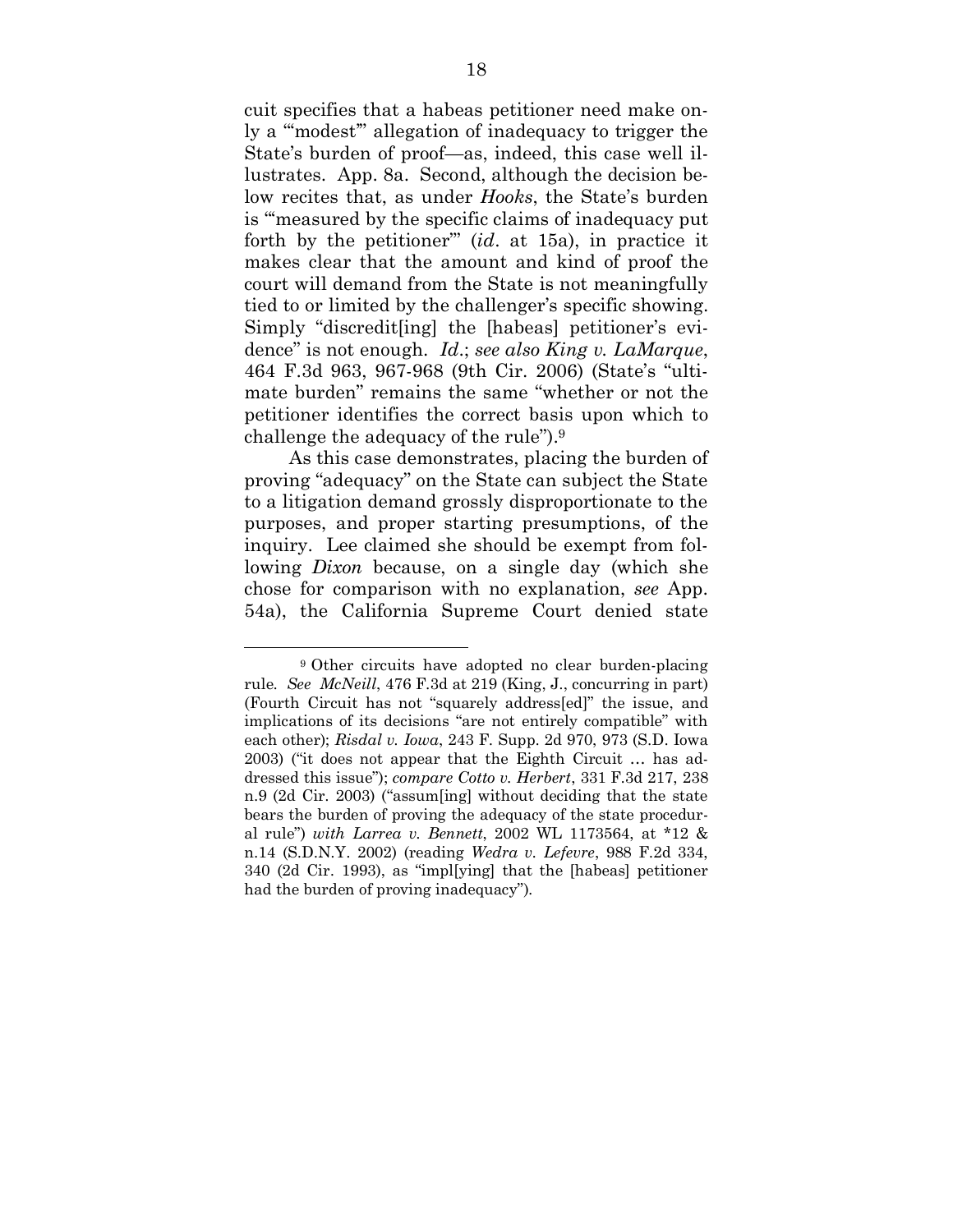cuit specifies that a habeas petitioner need make only a "'modest'" allegation of inadequacy to trigger the State's burden of proof—as, indeed, this case well illustrates. App. 8a. Second, although the decision below recites that, as under *Hooks*, the State's burden is "'measured by the specific claims of inadequacy put forth by the petitioner'" (*id*. at 15a), in practice it makes clear that the amount and kind of proof the court will demand from the State is not meaningfully tied to or limited by the challenger's specific showing. Simply "discredit[ing] the [habeas] petitioner's evidence" is not enough. *Id*.; *see also King v. LaMarque*, 464 F.3d 963, 967-968 (9th Cir. 2006) (State's "ultimate burden" remains the same "whether or not the petitioner identifies the correct basis upon which to challenge the adequacy of the rule").[9]

As this case demonstrates, placing the burden of proving "adequacy" on the State can subject the State to a litigation demand grossly disproportionate to the purposes, and proper starting presumptions, of the inquiry. Lee claimed she should be exempt from following *Dixon* because, on a single day (which she chose for comparison with no explanation, *see* App. 54a), the California Supreme Court denied state

[9] Other circuits have adopted no clear burden-placing rule. *See McNeill*, 476 F.3d at 219 (King, J., concurring in part) (Fourth Circuit has not "squarely address[ed]" the issue, and implications of its decisions "are not entirely compatible" with each other); *Risdal v. Iowa*, 243 F. Supp. 2d 970, 973 (S.D. Iowa 2003) ("it does not appear that the Eighth Circuit … has addressed this issue"); *compare Cotto v. Herbert*, 331 F.3d 217, 238 n.9 (2d Cir. 2003) ("assum[ing] without deciding that the state bears the burden of proving the adequacy of the state procedural rule") *with Larrea v. Bennett*, 2002 WL 1173564, at \*12 & n.14 (S.D.N.Y. 2002) (reading *Wedra v. Lefevre*, 988 F.2d 334, 340 (2d Cir. 1993), as "impl[ying] that the [habeas] petitioner had the burden of proving inadequacy").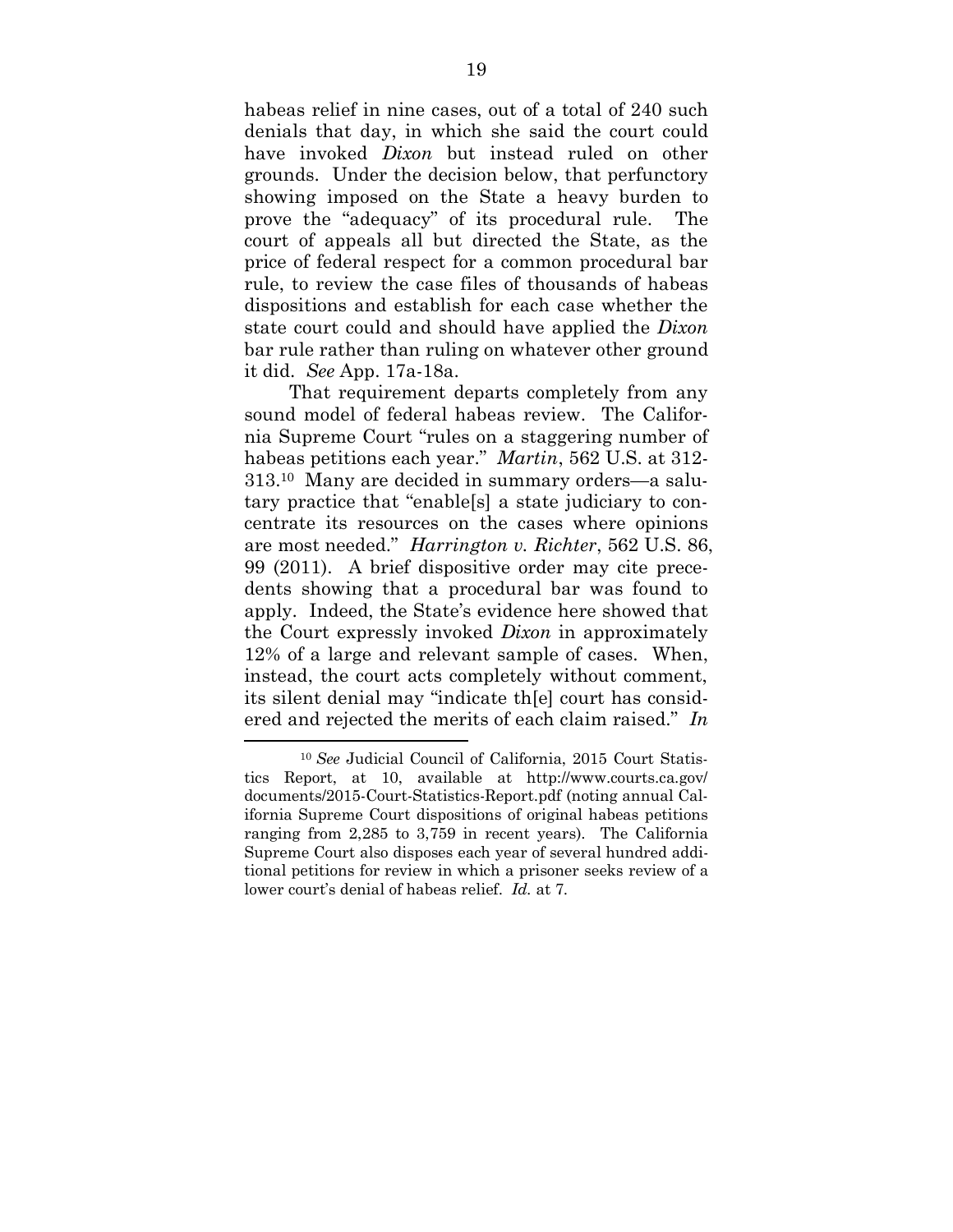habeas relief in nine cases, out of a total of 240 such denials that day, in which she said the court could have invoked *Dixon* but instead ruled on other grounds. Under the decision below, that perfunctory showing imposed on the State a heavy burden to prove the "adequacy" of its procedural rule. The court of appeals all but directed the State, as the price of federal respect for a common procedural bar rule, to review the case files of thousands of habeas dispositions and establish for each case whether the state court could and should have applied the *Dixon* bar rule rather than ruling on whatever other ground it did. *See* App. 17a-18a.

That requirement departs completely from any sound model of federal habeas review. The California Supreme Court "rules on a staggering number of habeas petitions each year." *Martin*, 562 U.S. at 312-313.[10] Many are decided in summary orders—a salutary practice that "enable[s] a state judiciary to concentrate its resources on the cases where opinions are most needed." *Harrington v. Richter*, 562 U.S. 86, 99 (2011). A brief dispositive order may cite precedents showing that a procedural bar was found to apply. Indeed, the State's evidence here showed that the Court expressly invoked *Dixon* in approximately 12% of a large and relevant sample of cases. When, instead, the court acts completely without comment, its silent denial may "indicate th[e] court has considered and rejected the merits of each claim raised." *In*

---

[10] *See* Judicial Council of California, 2015 Court Statistics Report, at 10, available at http://www.courts.ca.gov/documents/2015-Court-Statistics-Report.pdf (noting annual California Supreme Court dispositions of original habeas petitions ranging from 2,285 to 3,759 in recent years). The California Supreme Court also disposes each year of several hundred additional petitions for review in which a prisoner seeks review of a lower court's denial of habeas relief. *Id.* at 7.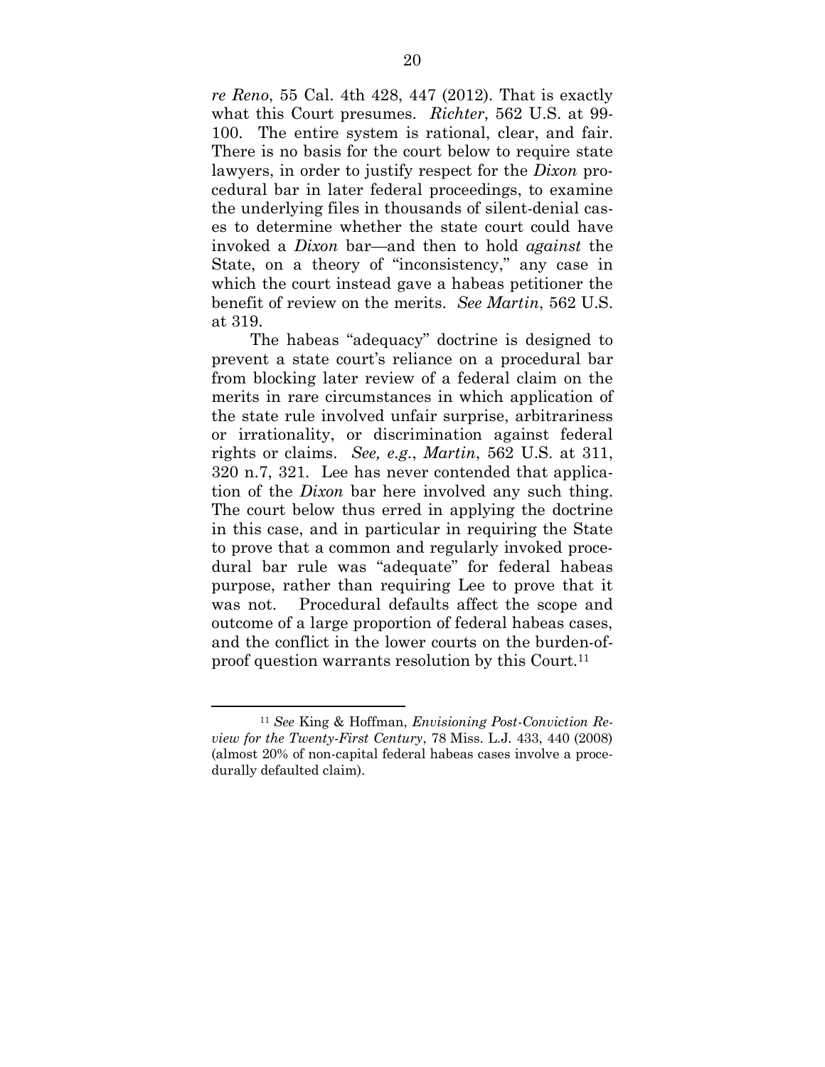*re Reno*, 55 Cal. 4th 428, 447 (2012). That is exactly what this Court presumes. *Richter*, 562 U.S. at 99-100. The entire system is rational, clear, and fair. There is no basis for the court below to require state lawyers, in order to justify respect for the *Dixon* procedural bar in later federal proceedings, to examine the underlying files in thousands of silent-denial cases to determine whether the state court could have invoked a *Dixon* bar—and then to hold *against* the State, on a theory of "inconsistency," any case in which the court instead gave a habeas petitioner the benefit of review on the merits. *See Martin*, 562 U.S. at 319.

The habeas "adequacy" doctrine is designed to prevent a state court's reliance on a procedural bar from blocking later review of a federal claim on the merits in rare circumstances in which application of the state rule involved unfair surprise, arbitrariness or irrationality, or discrimination against federal rights or claims. *See, e.g.*, *Martin*, 562 U.S. at 311, 320 n.7, 321. Lee has never contended that application of the *Dixon* bar here involved any such thing. The court below thus erred in applying the doctrine in this case, and in particular in requiring the State to prove that a common and regularly invoked procedural bar rule was "adequate" for federal habeas purpose, rather than requiring Lee to prove that it was not. Procedural defaults affect the scope and outcome of a large proportion of federal habeas cases, and the conflict in the lower courts on the burden-of-proof question warrants resolution by this Court.[11]

---

[11] *See* King & Hoffman, *Envisioning Post-Conviction Review for the Twenty-First Century*, 78 Miss. L.J. 433, 440 (2008) (almost 20% of non-capital federal habeas cases involve a procedurally defaulted claim).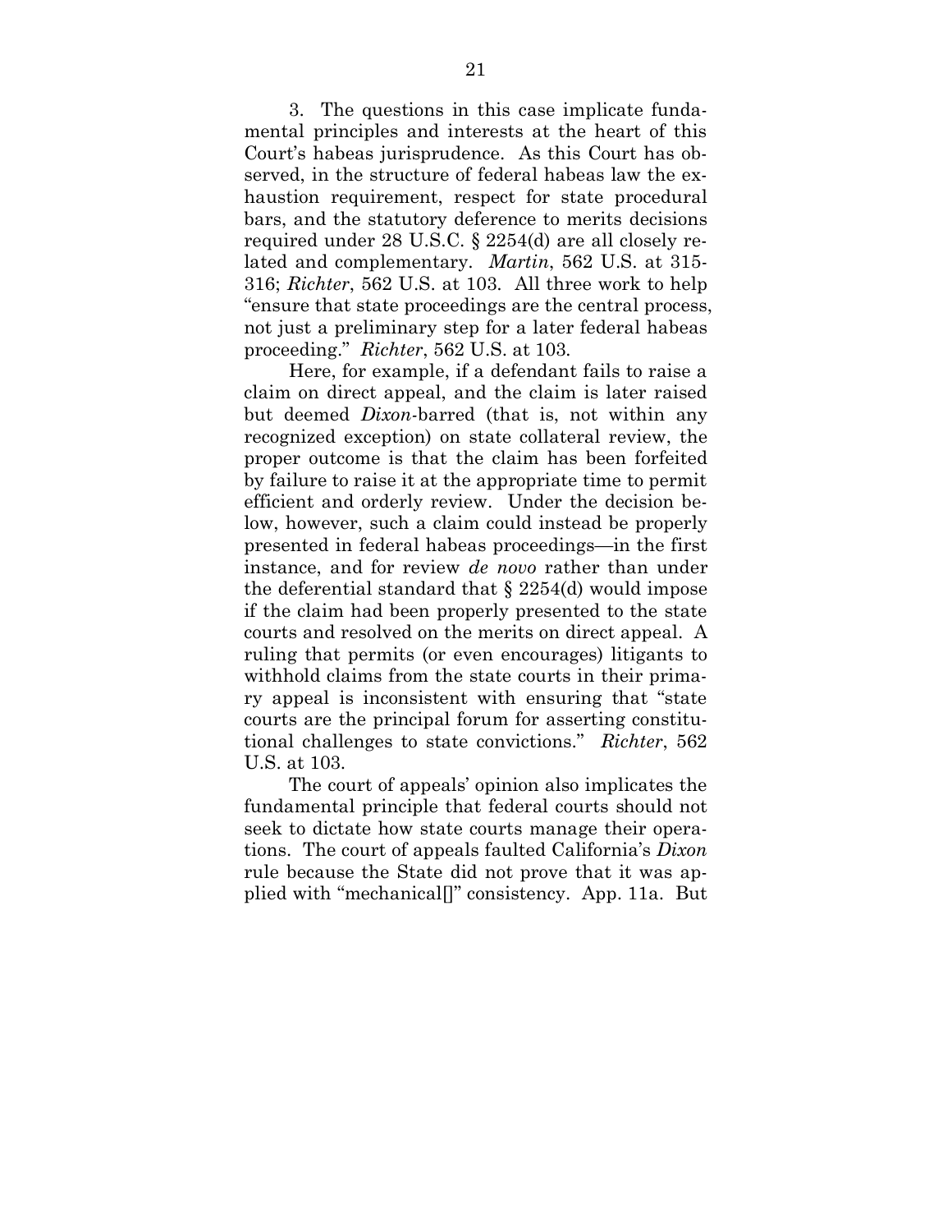3. The questions in this case implicate fundamental principles and interests at the heart of this Court's habeas jurisprudence. As this Court has observed, in the structure of federal habeas law the exhaustion requirement, respect for state procedural bars, and the statutory deference to merits decisions required under 28 U.S.C. § 2254(d) are all closely related and complementary. *Martin*, 562 U.S. at 315-316; *Richter*, 562 U.S. at 103. All three work to help "ensure that state proceedings are the central process, not just a preliminary step for a later federal habeas proceeding." *Richter*, 562 U.S. at 103.

Here, for example, if a defendant fails to raise a claim on direct appeal, and the claim is later raised but deemed *Dixon*-barred (that is, not within any recognized exception) on state collateral review, the proper outcome is that the claim has been forfeited by failure to raise it at the appropriate time to permit efficient and orderly review. Under the decision below, however, such a claim could instead be properly presented in federal habeas proceedings—in the first instance, and for review *de novo* rather than under the deferential standard that § 2254(d) would impose if the claim had been properly presented to the state courts and resolved on the merits on direct appeal. A ruling that permits (or even encourages) litigants to withhold claims from the state courts in their primary appeal is inconsistent with ensuring that "state courts are the principal forum for asserting constitutional challenges to state convictions." *Richter*, 562 U.S. at 103.

The court of appeals' opinion also implicates the fundamental principle that federal courts should not seek to dictate how state courts manage their operations. The court of appeals faulted California's *Dixon* rule because the State did not prove that it was applied with "mechanical[]" consistency. App. 11a. But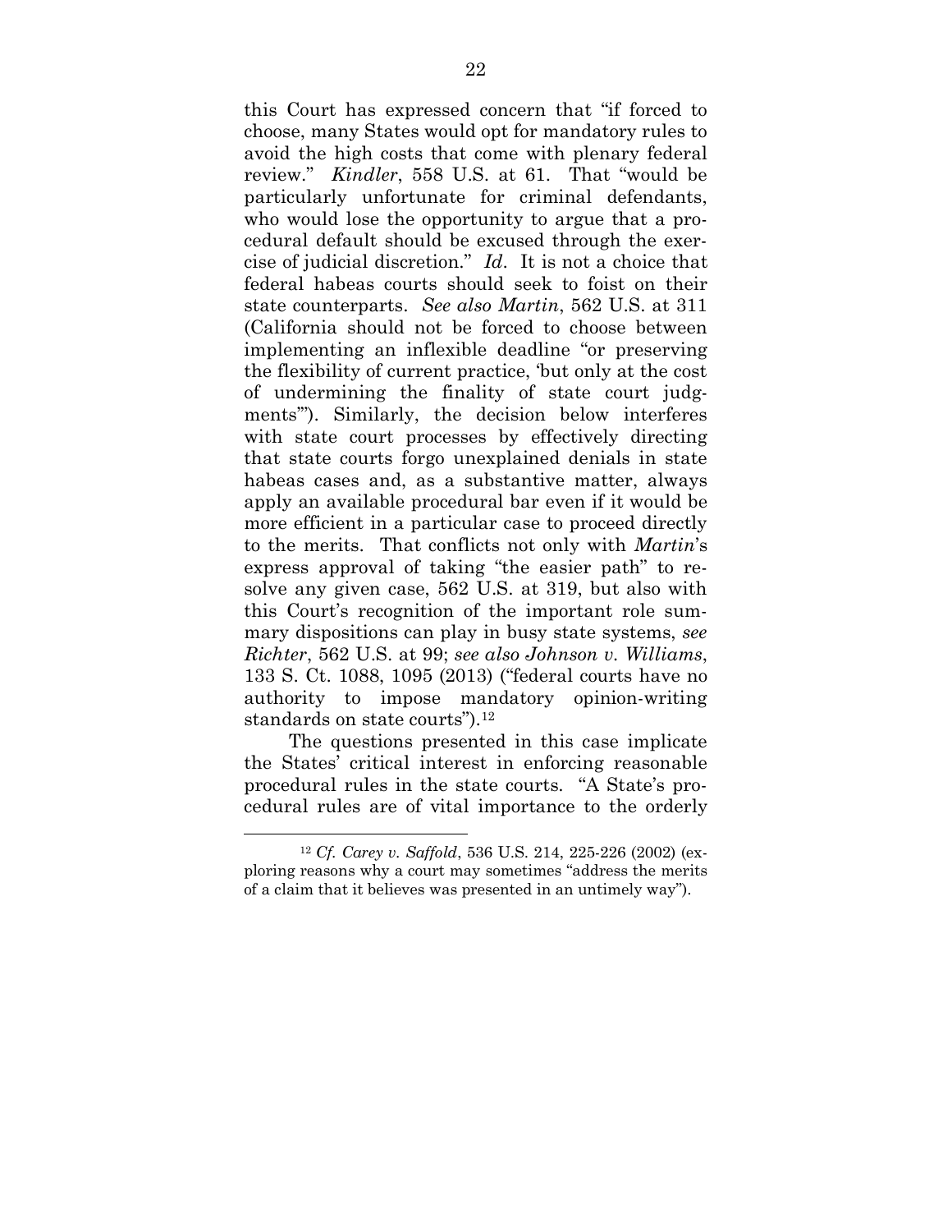this Court has expressed concern that "if forced to choose, many States would opt for mandatory rules to avoid the high costs that come with plenary federal review." *Kindler*, 558 U.S. at 61. That "would be particularly unfortunate for criminal defendants, who would lose the opportunity to argue that a procedural default should be excused through the exercise of judicial discretion." *Id*. It is not a choice that federal habeas courts should seek to foist on their state counterparts. *See also Martin*, 562 U.S. at 311 (California should not be forced to choose between implementing an inflexible deadline "or preserving the flexibility of current practice, 'but only at the cost of undermining the finality of state court judgments'"). Similarly, the decision below interferes with state court processes by effectively directing that state courts forgo unexplained denials in state habeas cases and, as a substantive matter, always apply an available procedural bar even if it would be more efficient in a particular case to proceed directly to the merits. That conflicts not only with *Martin*'s express approval of taking "the easier path" to resolve any given case, 562 U.S. at 319, but also with this Court's recognition of the important role summary dispositions can play in busy state systems, *see Richter*, 562 U.S. at 99; *see also Johnson v. Williams*, 133 S. Ct. 1088, 1095 (2013) ("federal courts have no authority to impose mandatory opinion-writing standards on state courts").[12]

The questions presented in this case implicate the States' critical interest in enforcing reasonable procedural rules in the state courts. "A State's procedural rules are of vital importance to the orderly

---

[12] *Cf. Carey v. Saffold*, 536 U.S. 214, 225-226 (2002) (exploring reasons why a court may sometimes "address the merits of a claim that it believes was presented in an untimely way").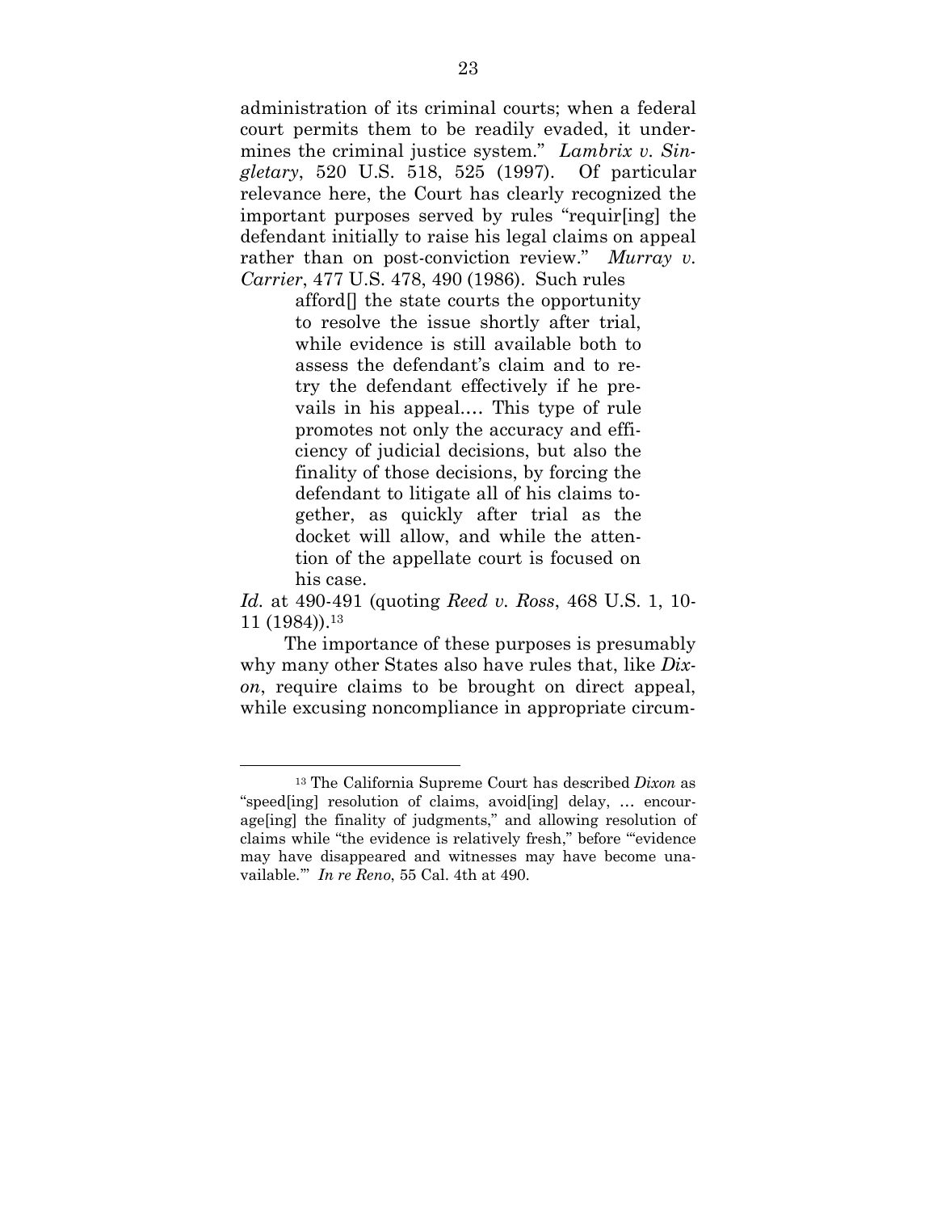administration of its criminal courts; when a federal court permits them to be readily evaded, it undermines the criminal justice system." *Lambrix v. Singletary*, 520 U.S. 518, 525 (1997). Of particular relevance here, the Court has clearly recognized the important purposes served by rules "requir[ing] the defendant initially to raise his legal claims on appeal rather than on post-conviction review." *Murray v. Carrier*, 477 U.S. 478, 490 (1986). Such rules

> afford[] the state courts the opportunity to resolve the issue shortly after trial, while evidence is still available both to assess the defendant's claim and to retry the defendant effectively if he prevails in his appeal.... This type of rule promotes not only the accuracy and efficiency of judicial decisions, but also the finality of those decisions, by forcing the defendant to litigate all of his claims together, as quickly after trial as the docket will allow, and while the attention of the appellate court is focused on his case.

*Id.* at 490-491 (quoting *Reed v. Ross*, 468 U.S. 1, 10-11 (1984)).[13]

The importance of these purposes is presumably why many other States also have rules that, like *Dixon*, require claims to be brought on direct appeal, while excusing noncompliance in appropriate circum-

---

[13] The California Supreme Court has described *Dixon* as "speed[ing] resolution of claims, avoid[ing] delay, … encourage[ing] the finality of judgments," and allowing resolution of claims while "the evidence is relatively fresh," before "'evidence may have disappeared and witnesses may have become unavailable.'" *In re Reno*, 55 Cal. 4th at 490.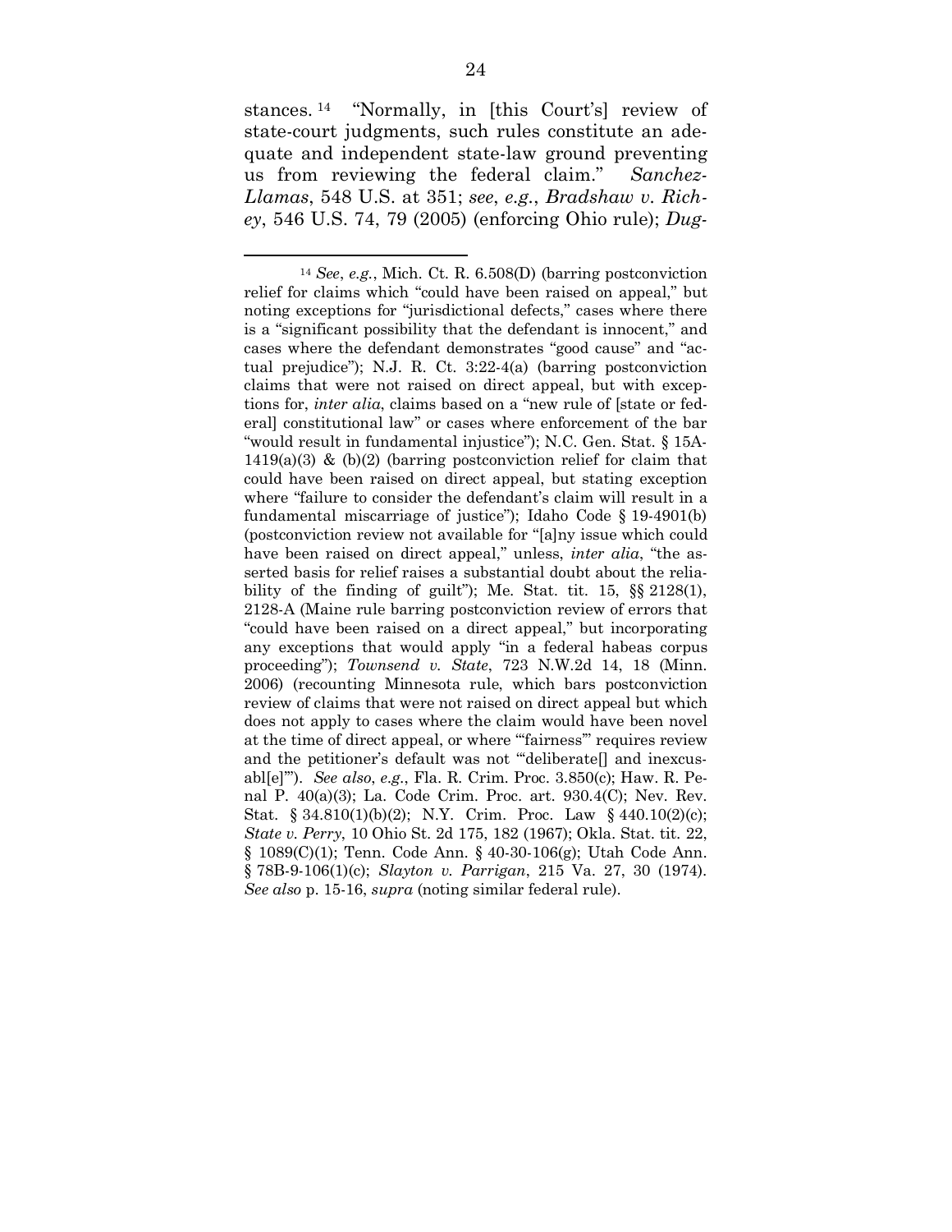stances.[14] "Normally, in [this Court's] review of state-court judgments, such rules constitute an adequate and independent state-law ground preventing us from reviewing the federal claim." *Sanchez-Llamas*, 548 U.S. at 351; *see*, *e.g.*, *Bradshaw v. Richey*, 546 U.S. 74, 79 (2005) (enforcing Ohio rule); *Dug-*

---

[14] *See*, *e.g.*, Mich. Ct. R. 6.508(D) (barring postconviction relief for claims which "could have been raised on appeal," but noting exceptions for "jurisdictional defects," cases where there is a "significant possibility that the defendant is innocent," and cases where the defendant demonstrates "good cause" and "actual prejudice"); N.J. R. Ct. 3:22-4(a) (barring postconviction claims that were not raised on direct appeal, but with exceptions for, *inter alia*, claims based on a "new rule of [state or federal] constitutional law" or cases where enforcement of the bar "would result in fundamental injustice"); N.C. Gen. Stat. § 15A-1419(a)(3) & (b)(2) (barring postconviction relief for claim that could have been raised on direct appeal, but stating exception where "failure to consider the defendant's claim will result in a fundamental miscarriage of justice"); Idaho Code § 19-4901(b) (postconviction review not available for "[a]ny issue which could have been raised on direct appeal," unless, *inter alia*, "the asserted basis for relief raises a substantial doubt about the reliability of the finding of guilt"); Me. Stat. tit. 15, §§ 2128(1), 2128-A (Maine rule barring postconviction review of errors that "could have been raised on a direct appeal," but incorporating any exceptions that would apply "in a federal habeas corpus proceeding"); *Townsend v. State*, 723 N.W.2d 14, 18 (Minn. 2006) (recounting Minnesota rule, which bars postconviction review of claims that were not raised on direct appeal but which does not apply to cases where the claim would have been novel at the time of direct appeal, or where "'fairness'" requires review and the petitioner's default was not "'deliberate[] and inexcusabl[e]'"). *See also*, *e.g.*, Fla. R. Crim. Proc. 3.850(c); Haw. R. Penal P. 40(a)(3); La. Code Crim. Proc. art. 930.4(C); Nev. Rev. Stat. § 34.810(1)(b)(2); N.Y. Crim. Proc. Law § 440.10(2)(c); *State v. Perry*, 10 Ohio St. 2d 175, 182 (1967); Okla. Stat. tit. 22, § 1089(C)(1); Tenn. Code Ann. § 40-30-106(g); Utah Code Ann. § 78B-9-106(1)(c); *Slayton v. Parrigan*, 215 Va. 27, 30 (1974). *See also* p. 15-16, *supra* (noting similar federal rule).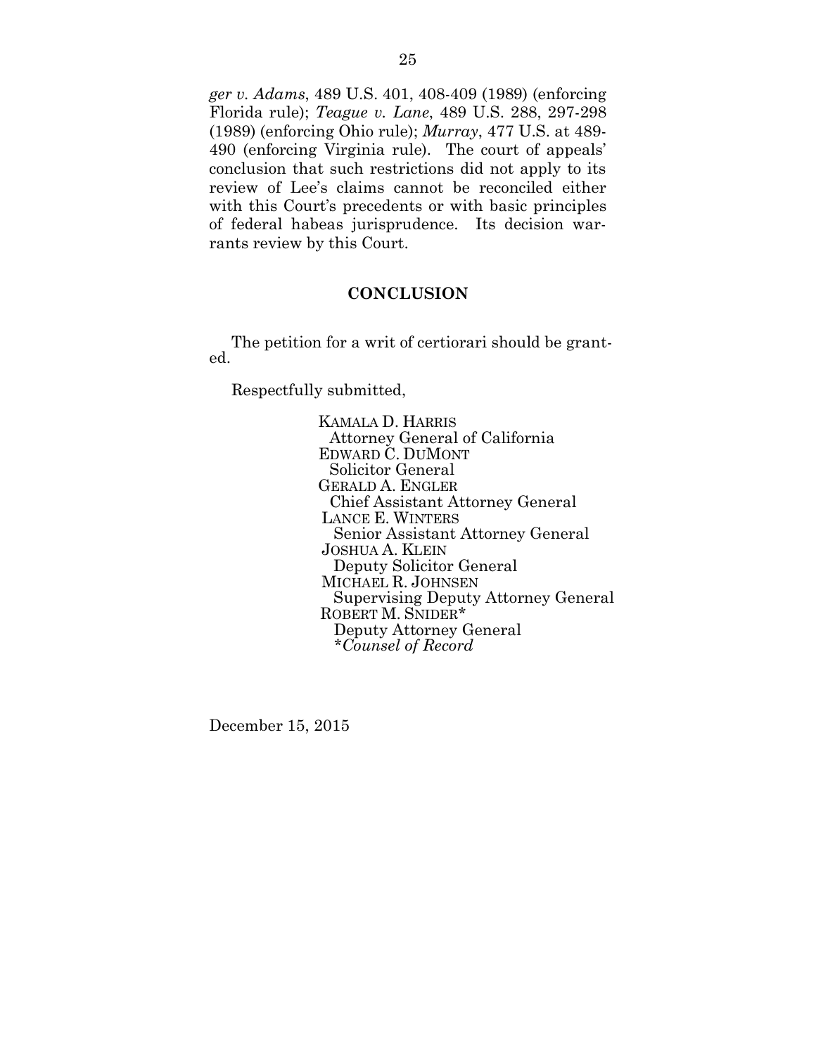*ger v. Adams*, 489 U.S. 401, 408-409 (1989) (enforcing Florida rule); *Teague v. Lane*, 489 U.S. 288, 297-298 (1989) (enforcing Ohio rule); *Murray*, 477 U.S. at 489-490 (enforcing Virginia rule). The court of appeals' conclusion that such restrictions did not apply to its review of Lee's claims cannot be reconciled either with this Court's precedents or with basic principles of federal habeas jurisprudence. Its decision warrants review by this Court.

## CONCLUSION

The petition for a writ of certiorari should be granted.

Respectfully submitted,

KAMALA D. HARRIS
Attorney General of California
EDWARD C. DUMONT
Solicitor General
GERALD A. ENGLER
Chief Assistant Attorney General
LANCE E. WINTERS
Senior Assistant Attorney General
JOSHUA A. KLEIN
Deputy Solicitor General
MICHAEL R. JOHNSEN
Supervising Deputy Attorney General
ROBERT M. SNIDER*
Deputy Attorney General
**Counsel of Record*

December 15, 2015